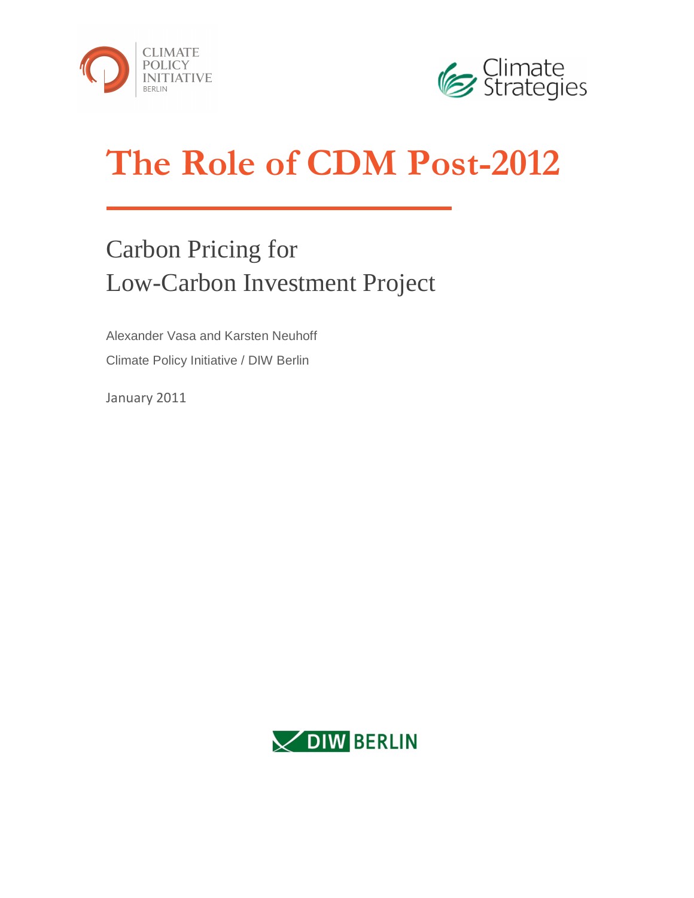CLIMATE POLICY INITIATIVE BERLIN

Climate Strategies

# The Role of CDM Post-2012

## Carbon Pricing for Low-Carbon Investment Project

Alexander Vasa and Karsten Neuhoff

Climate Policy Initiative / DIW Berlin

January 2011

DIW BERLIN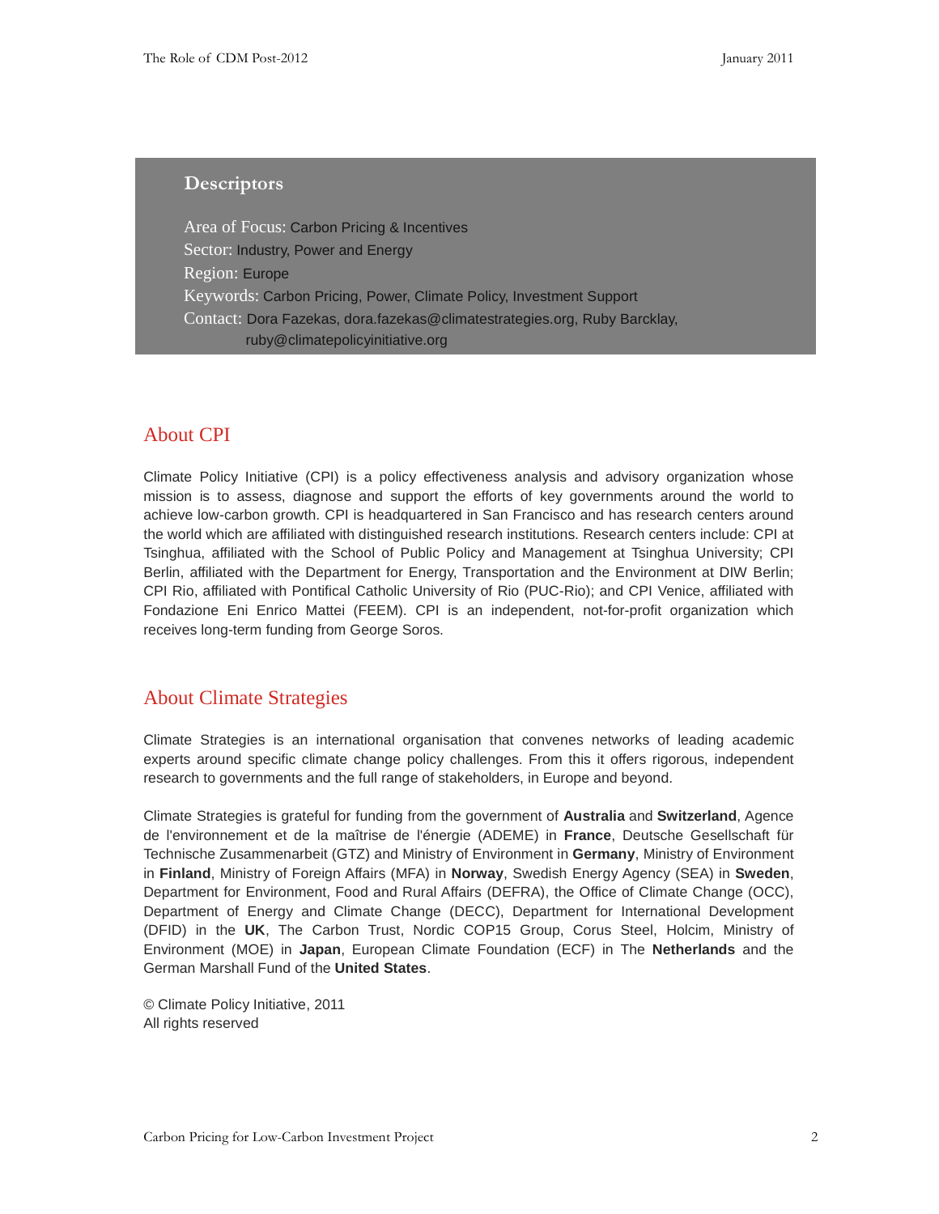## Descriptors

Area of Focus: Carbon Pricing & Incentives
Sector: Industry, Power and Energy
Region: Europe
Keywords: Carbon Pricing, Power, Climate Policy, Investment Support
Contact: Dora Fazekas, dora.fazekas@climatestrategies.org, Ruby Barcklay, ruby@climatepolicyinitiative.org

## About CPI

Climate Policy Initiative (CPI) is a policy effectiveness analysis and advisory organization whose mission is to assess, diagnose and support the efforts of key governments around the world to achieve low-carbon growth. CPI is headquartered in San Francisco and has research centers around the world which are affiliated with distinguished research institutions. Research centers include: CPI at Tsinghua, affiliated with the School of Public Policy and Management at Tsinghua University; CPI Berlin, affiliated with the Department for Energy, Transportation and the Environment at DIW Berlin; CPI Rio, affiliated with Pontifical Catholic University of Rio (PUC-Rio); and CPI Venice, affiliated with Fondazione Eni Enrico Mattei (FEEM). CPI is an independent, not-for-profit organization which receives long-term funding from George Soros.

## About Climate Strategies

Climate Strategies is an international organisation that convenes networks of leading academic experts around specific climate change policy challenges. From this it offers rigorous, independent research to governments and the full range of stakeholders, in Europe and beyond.

Climate Strategies is grateful for funding from the government of **Australia** and **Switzerland**, Agence de l'environnement et de la maîtrise de l'énergie (ADEME) in **France**, Deutsche Gesellschaft für Technische Zusammenarbeit (GTZ) and Ministry of Environment in **Germany**, Ministry of Environment in **Finland**, Ministry of Foreign Affairs (MFA) in **Norway**, Swedish Energy Agency (SEA) in **Sweden**, Department for Environment, Food and Rural Affairs (DEFRA), the Office of Climate Change (OCC), Department of Energy and Climate Change (DECC), Department for International Development (DFID) in the **UK**, The Carbon Trust, Nordic COP15 Group, Corus Steel, Holcim, Ministry of Environment (MOE) in **Japan**, European Climate Foundation (ECF) in The **Netherlands** and the German Marshall Fund of the **United States**.

© Climate Policy Initiative, 2011
All rights reserved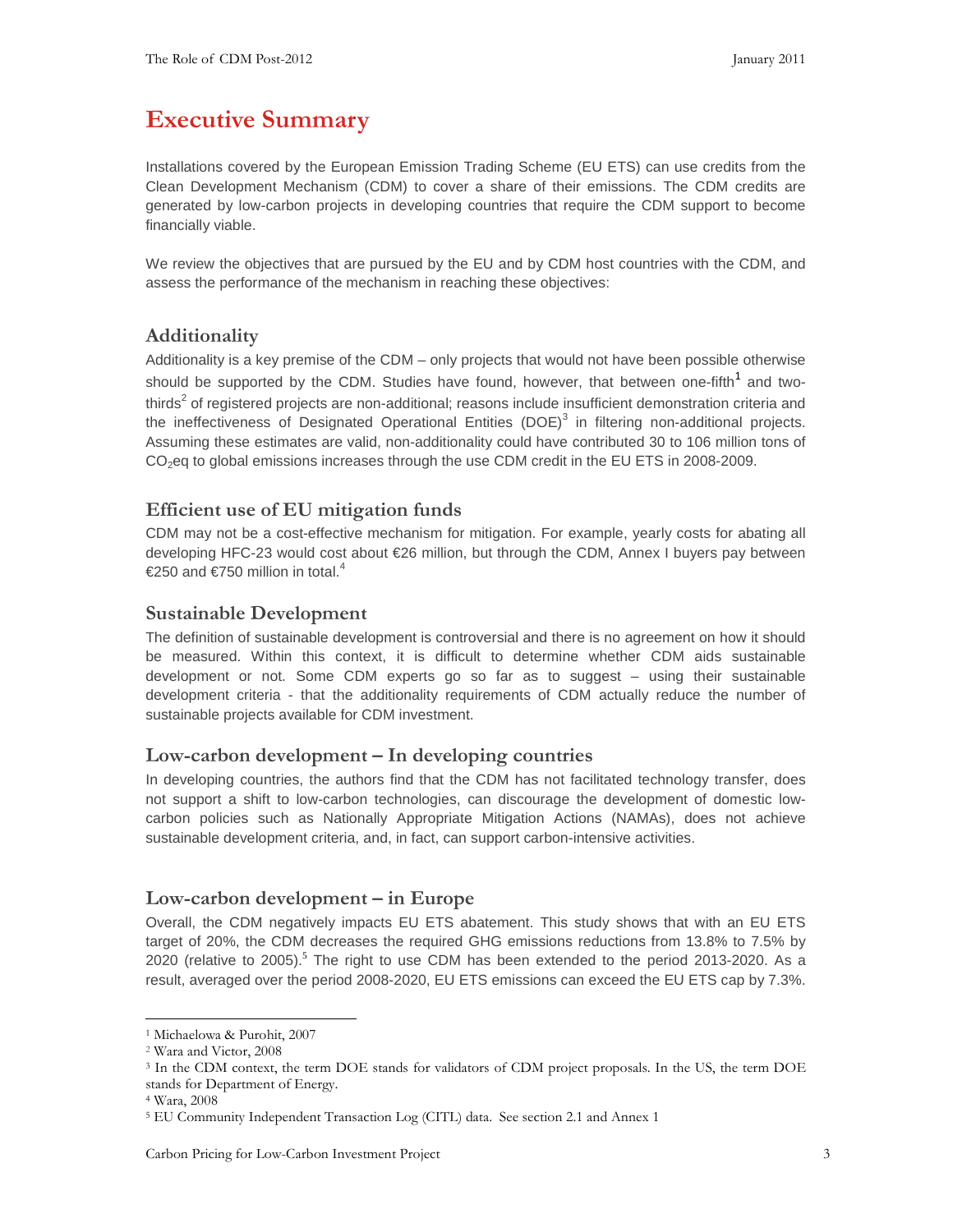# Executive Summary

Installations covered by the European Emission Trading Scheme (EU ETS) can use credits from the Clean Development Mechanism (CDM) to cover a share of their emissions. The CDM credits are generated by low-carbon projects in developing countries that require the CDM support to become financially viable.

We review the objectives that are pursued by the EU and by CDM host countries with the CDM, and assess the performance of the mechanism in reaching these objectives:

## Additionality

Additionality is a key premise of the CDM – only projects that would not have been possible otherwise should be supported by the CDM. Studies have found, however, that between one-fifth[1] and two-thirds[2] of registered projects are non-additional; reasons include insufficient demonstration criteria and the ineffectiveness of Designated Operational Entities (DOE)[3] in filtering non-additional projects. Assuming these estimates are valid, non-additionality could have contributed 30 to 106 million tons of $CO_2$eq to global emissions increases through the use CDM credit in the EU ETS in 2008-2009.

## Efficient use of EU mitigation funds

CDM may not be a cost-effective mechanism for mitigation. For example, yearly costs for abating all developing HFC-23 would cost about €26 million, but through the CDM, Annex I buyers pay between €250 and €750 million in total.[4]

## Sustainable Development

The definition of sustainable development is controversial and there is no agreement on how it should be measured. Within this context, it is difficult to determine whether CDM aids sustainable development or not. Some CDM experts go so far as to suggest – using their sustainable development criteria - that the additionality requirements of CDM actually reduce the number of sustainable projects available for CDM investment.

## Low-carbon development – In developing countries

In developing countries, the authors find that the CDM has not facilitated technology transfer, does not support a shift to low-carbon technologies, can discourage the development of domestic low-carbon policies such as Nationally Appropriate Mitigation Actions (NAMAs), does not achieve sustainable development criteria, and, in fact, can support carbon-intensive activities.

## Low-carbon development – in Europe

Overall, the CDM negatively impacts EU ETS abatement. This study shows that with an EU ETS target of 20%, the CDM decreases the required GHG emissions reductions from 13.8% to 7.5% by 2020 (relative to 2005).[5] The right to use CDM has been extended to the period 2013-2020. As a result, averaged over the period 2008-2020, EU ETS emissions can exceed the EU ETS cap by 7.3%.

---

[1] Michaelowa & Purohit, 2007

[2] Wara and Victor, 2008

[3] In the CDM context, the term DOE stands for validators of CDM project proposals. In the US, the term DOE stands for Department of Energy.

[4] Wara, 2008

[5] EU Community Independent Transaction Log (CITL) data. See section 2.1 and Annex 1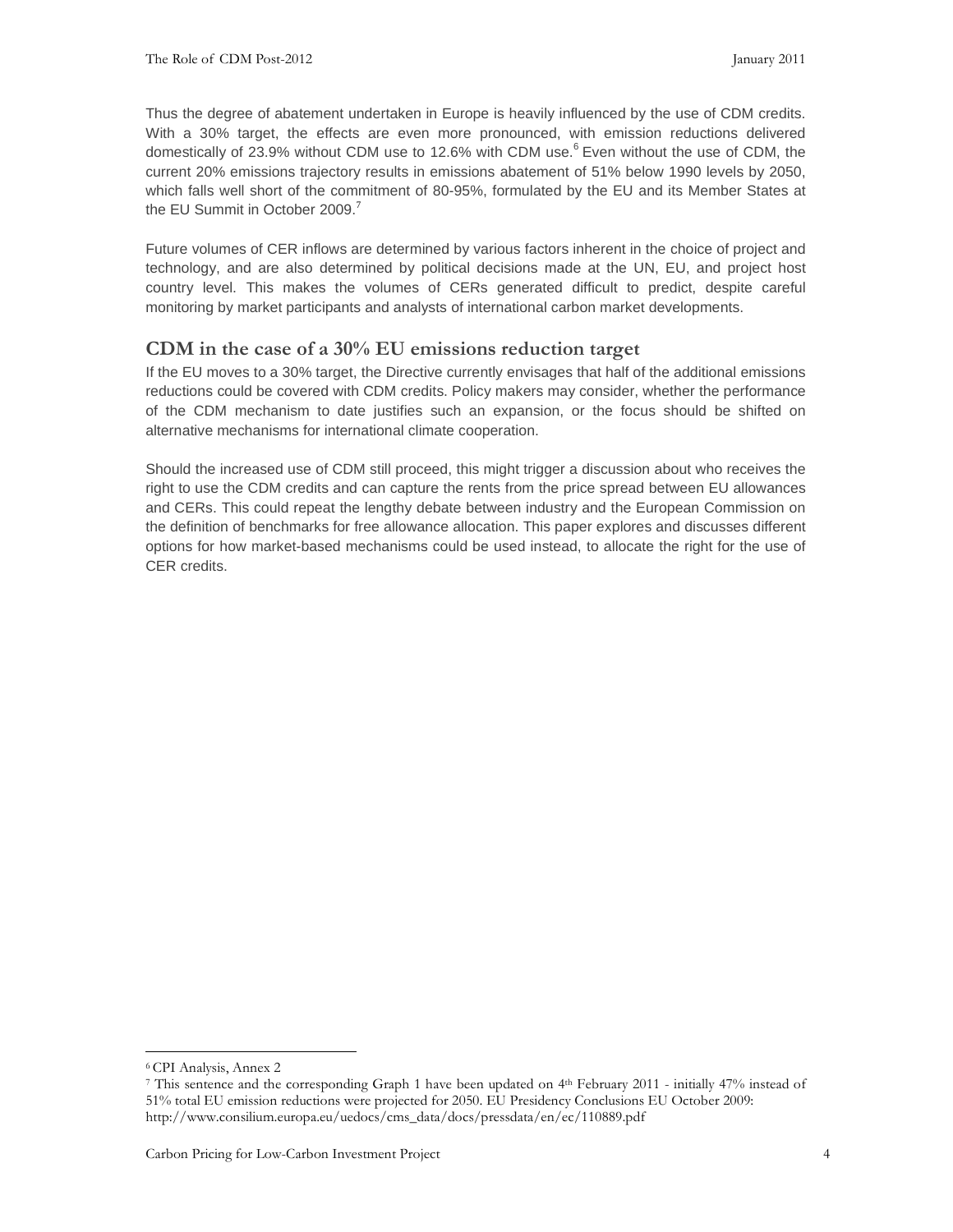Thus the degree of abatement undertaken in Europe is heavily influenced by the use of CDM credits. With a 30% target, the effects are even more pronounced, with emission reductions delivered domestically of 23.9% without CDM use to 12.6% with CDM use.[6] Even without the use of CDM, the current 20% emissions trajectory results in emissions abatement of 51% below 1990 levels by 2050, which falls well short of the commitment of 80-95%, formulated by the EU and its Member States at the EU Summit in October 2009.[7]

Future volumes of CER inflows are determined by various factors inherent in the choice of project and technology, and are also determined by political decisions made at the UN, EU, and project host country level. This makes the volumes of CERs generated difficult to predict, despite careful monitoring by market participants and analysts of international carbon market developments.

## CDM in the case of a 30% EU emissions reduction target

If the EU moves to a 30% target, the Directive currently envisages that half of the additional emissions reductions could be covered with CDM credits. Policy makers may consider, whether the performance of the CDM mechanism to date justifies such an expansion, or the focus should be shifted on alternative mechanisms for international climate cooperation.

Should the increased use of CDM still proceed, this might trigger a discussion about who receives the right to use the CDM credits and can capture the rents from the price spread between EU allowances and CERs. This could repeat the lengthy debate between industry and the European Commission on the definition of benchmarks for free allowance allocation. This paper explores and discusses different options for how market-based mechanisms could be used instead, to allocate the right for the use of CER credits.

---

[6] CPI Analysis, Annex 2

[7] This sentence and the corresponding Graph 1 have been updated on 4th February 2011 - initially 47% instead of 51% total EU emission reductions were projected for 2050. EU Presidency Conclusions EU October 2009: http://www.consilium.europa.eu/uedocs/cms_data/docs/pressdata/en/ec/110889.pdf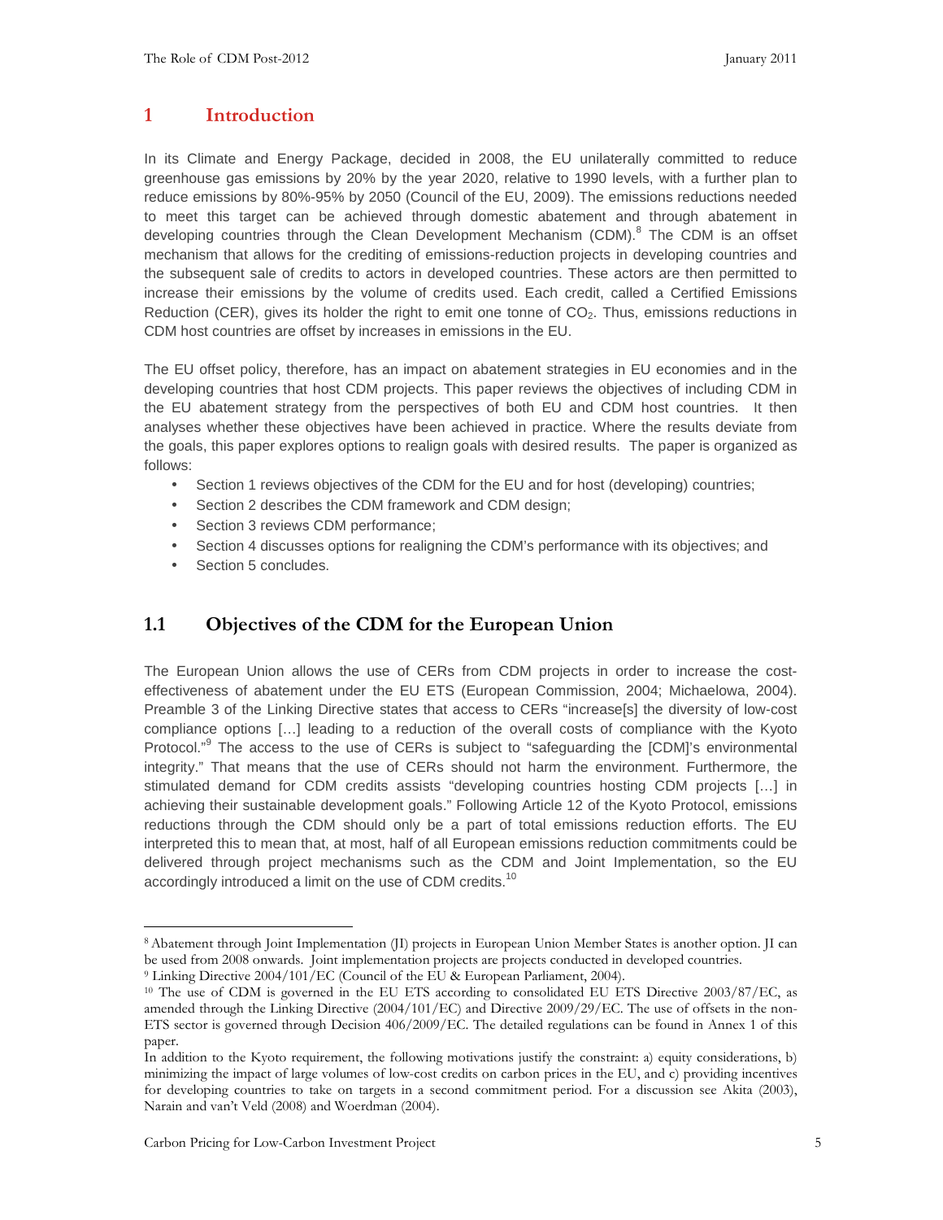# 1 Introduction

In its Climate and Energy Package, decided in 2008, the EU unilaterally committed to reduce greenhouse gas emissions by 20% by the year 2020, relative to 1990 levels, with a further plan to reduce emissions by 80%-95% by 2050 (Council of the EU, 2009). The emissions reductions needed to meet this target can be achieved through domestic abatement and through abatement in developing countries through the Clean Development Mechanism (CDM).[8] The CDM is an offset mechanism that allows for the crediting of emissions-reduction projects in developing countries and the subsequent sale of credits to actors in developed countries. These actors are then permitted to increase their emissions by the volume of credits used. Each credit, called a Certified Emissions Reduction (CER), gives its holder the right to emit one tonne of $CO_2$. Thus, emissions reductions in CDM host countries are offset by increases in emissions in the EU.

The EU offset policy, therefore, has an impact on abatement strategies in EU economies and in the developing countries that host CDM projects. This paper reviews the objectives of including CDM in the EU abatement strategy from the perspectives of both EU and CDM host countries. It then analyses whether these objectives have been achieved in practice. Where the results deviate from the goals, this paper explores options to realign goals with desired results. The paper is organized as follows:

- Section 1 reviews objectives of the CDM for the EU and for host (developing) countries;
- Section 2 describes the CDM framework and CDM design;
- Section 3 reviews CDM performance;
- Section 4 discusses options for realigning the CDM's performance with its objectives; and
- Section 5 concludes.

## 1.1 Objectives of the CDM for the European Union

The European Union allows the use of CERs from CDM projects in order to increase the cost-effectiveness of abatement under the EU ETS (European Commission, 2004; Michaelowa, 2004). Preamble 3 of the Linking Directive states that access to CERs "increase[s] the diversity of low-cost compliance options [...] leading to a reduction of the overall costs of compliance with the Kyoto Protocol."[9] The access to the use of CERs is subject to "safeguarding the [CDM]'s environmental integrity." That means that the use of CERs should not harm the environment. Furthermore, the stimulated demand for CDM credits assists "developing countries hosting CDM projects [...] in achieving their sustainable development goals." Following Article 12 of the Kyoto Protocol, emissions reductions through the CDM should only be a part of total emissions reduction efforts. The EU interpreted this to mean that, at most, half of all European emissions reduction commitments could be delivered through project mechanisms such as the CDM and Joint Implementation, so the EU accordingly introduced a limit on the use of CDM credits.[10]

---

[8] Abatement through Joint Implementation (JI) projects in European Union Member States is another option. JI can be used from 2008 onwards. Joint implementation projects are projects conducted in developed countries.

[9] Linking Directive 2004/101/EC (Council of the EU & European Parliament, 2004).

[10] The use of CDM is governed in the EU ETS according to consolidated EU ETS Directive 2003/87/EC, as amended through the Linking Directive (2004/101/EC) and Directive 2009/29/EC. The use of offsets in the non-ETS sector is governed through Decision 406/2009/EC. The detailed regulations can be found in Annex 1 of this paper.

In addition to the Kyoto requirement, the following motivations justify the constraint: a) equity considerations, b) minimizing the impact of large volumes of low-cost credits on carbon prices in the EU, and c) providing incentives for developing countries to take on targets in a second commitment period. For a discussion see Akita (2003), Narain and van't Veld (2008) and Woerdman (2004).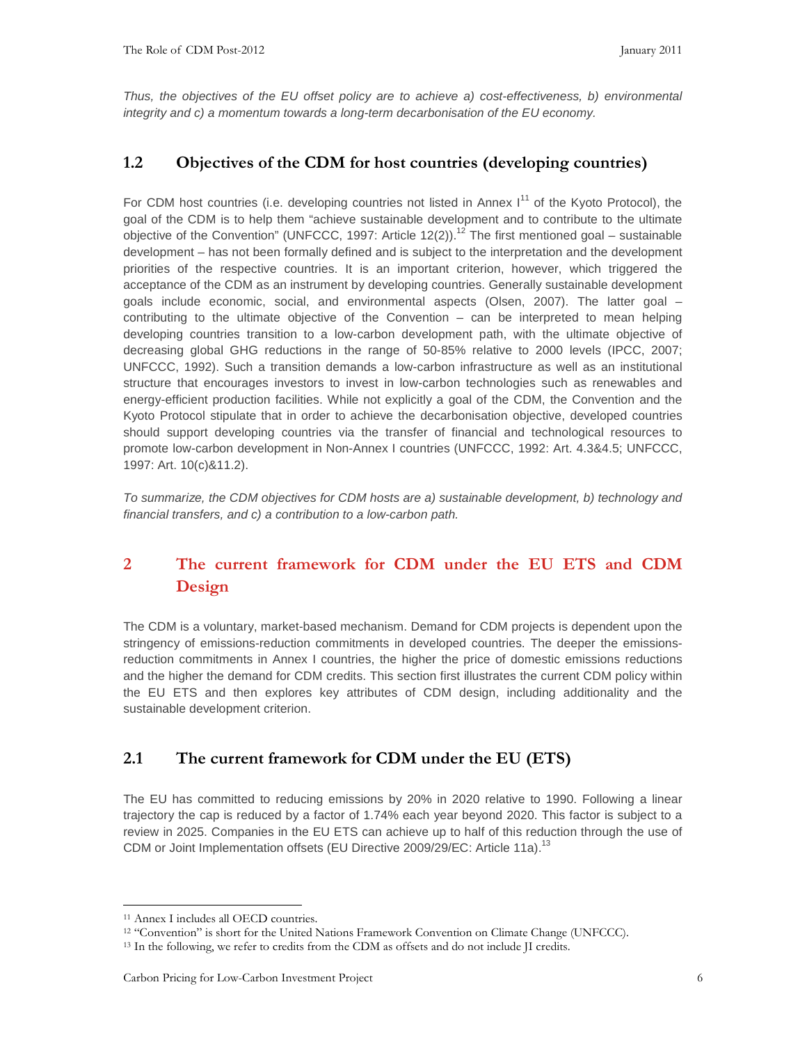*Thus, the objectives of the EU offset policy are to achieve a) cost-effectiveness, b) environmental integrity and c) a momentum towards a long-term decarbonisation of the EU economy.*

## 1.2 Objectives of the CDM for host countries (developing countries)

For CDM host countries (i.e. developing countries not listed in Annex I[11] of the Kyoto Protocol), the goal of the CDM is to help them "achieve sustainable development and to contribute to the ultimate objective of the Convention" (UNFCCC, 1997: Article 12(2)).[12] The first mentioned goal – sustainable development – has not been formally defined and is subject to the interpretation and the development priorities of the respective countries. It is an important criterion, however, which triggered the acceptance of the CDM as an instrument by developing countries. Generally sustainable development goals include economic, social, and environmental aspects (Olsen, 2007). The latter goal – contributing to the ultimate objective of the Convention – can be interpreted to mean helping developing countries transition to a low-carbon development path, with the ultimate objective of decreasing global GHG reductions in the range of 50-85% relative to 2000 levels (IPCC, 2007; UNFCCC, 1992). Such a transition demands a low-carbon infrastructure as well as an institutional structure that encourages investors to invest in low-carbon technologies such as renewables and energy-efficient production facilities. While not explicitly a goal of the CDM, the Convention and the Kyoto Protocol stipulate that in order to achieve the decarbonisation objective, developed countries should support developing countries via the transfer of financial and technological resources to promote low-carbon development in Non-Annex I countries (UNFCCC, 1992: Art. 4.3&4.5; UNFCCC, 1997: Art. 10(c)&11.2).

*To summarize, the CDM objectives for CDM hosts are a) sustainable development, b) technology and financial transfers, and c) a contribution to a low-carbon path.*

# 2 The current framework for CDM under the EU ETS and CDM Design

The CDM is a voluntary, market-based mechanism. Demand for CDM projects is dependent upon the stringency of emissions-reduction commitments in developed countries. The deeper the emissions-reduction commitments in Annex I countries, the higher the price of domestic emissions reductions and the higher the demand for CDM credits. This section first illustrates the current CDM policy within the EU ETS and then explores key attributes of CDM design, including additionality and the sustainable development criterion.

## 2.1 The current framework for CDM under the EU (ETS)

The EU has committed to reducing emissions by 20% in 2020 relative to 1990. Following a linear trajectory the cap is reduced by a factor of 1.74% each year beyond 2020. This factor is subject to a review in 2025. Companies in the EU ETS can achieve up to half of this reduction through the use of CDM or Joint Implementation offsets (EU Directive 2009/29/EC: Article 11a).[13]

---

[11] Annex I includes all OECD countries.

[12] "Convention" is short for the United Nations Framework Convention on Climate Change (UNFCCC).

[13] In the following, we refer to credits from the CDM as offsets and do not include JI credits.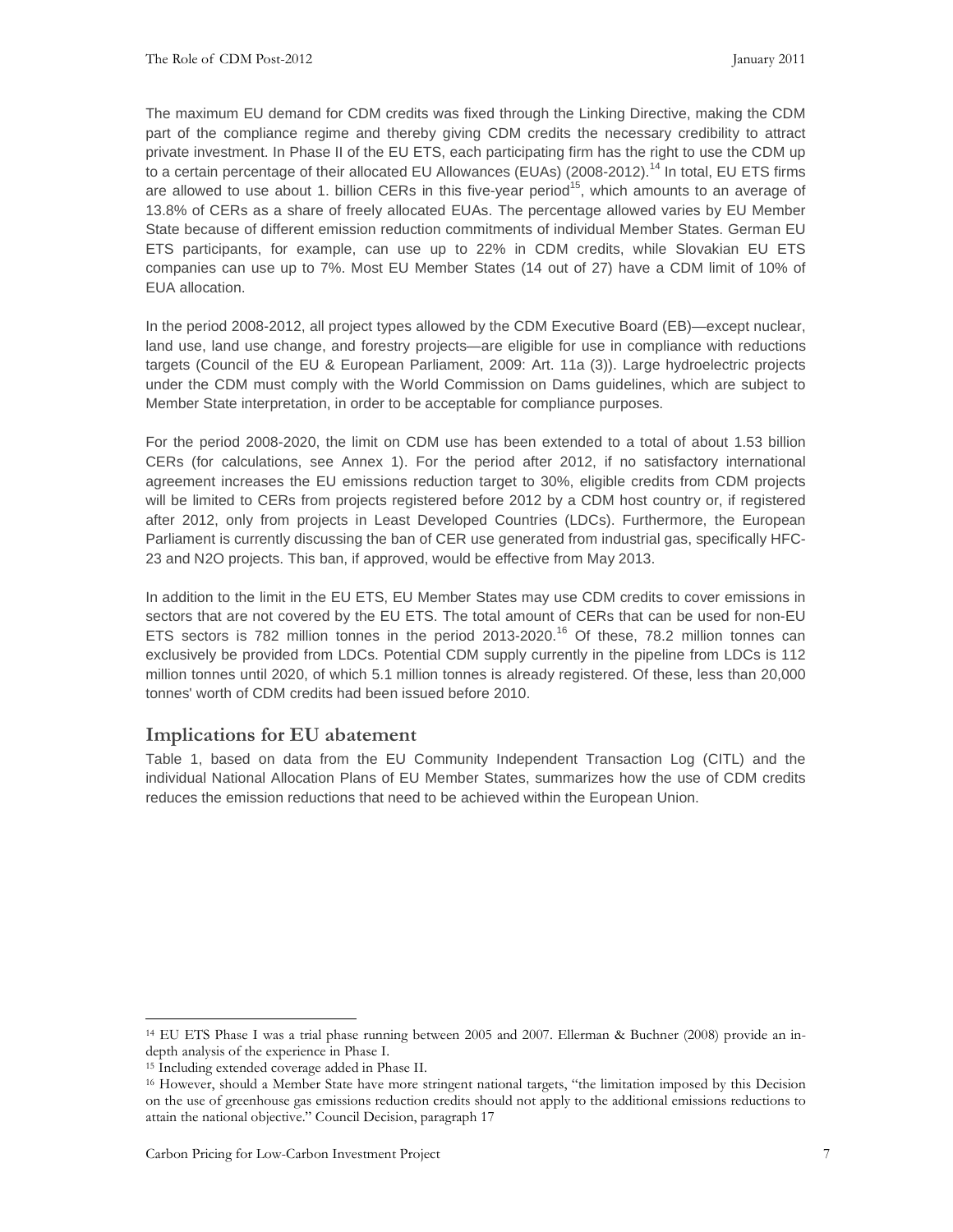The maximum EU demand for CDM credits was fixed through the Linking Directive, making the CDM part of the compliance regime and thereby giving CDM credits the necessary credibility to attract private investment. In Phase II of the EU ETS, each participating firm has the right to use the CDM up to a certain percentage of their allocated EU Allowances (EUAs) (2008-2012).[14] In total, EU ETS firms are allowed to use about 1. billion CERs in this five-year period[15], which amounts to an average of 13.8% of CERs as a share of freely allocated EUAs. The percentage allowed varies by EU Member State because of different emission reduction commitments of individual Member States. German EU ETS participants, for example, can use up to 22% in CDM credits, while Slovakian EU ETS companies can use up to 7%. Most EU Member States (14 out of 27) have a CDM limit of 10% of EUA allocation.

In the period 2008-2012, all project types allowed by the CDM Executive Board (EB)—except nuclear, land use, land use change, and forestry projects—are eligible for use in compliance with reductions targets (Council of the EU & European Parliament, 2009: Art. 11a (3)). Large hydroelectric projects under the CDM must comply with the World Commission on Dams guidelines, which are subject to Member State interpretation, in order to be acceptable for compliance purposes.

For the period 2008-2020, the limit on CDM use has been extended to a total of about 1.53 billion CERs (for calculations, see Annex 1). For the period after 2012, if no satisfactory international agreement increases the EU emissions reduction target to 30%, eligible credits from CDM projects will be limited to CERs from projects registered before 2012 by a CDM host country or, if registered after 2012, only from projects in Least Developed Countries (LDCs). Furthermore, the European Parliament is currently discussing the ban of CER use generated from industrial gas, specifically HFC-23 and N2O projects. This ban, if approved, would be effective from May 2013.

In addition to the limit in the EU ETS, EU Member States may use CDM credits to cover emissions in sectors that are not covered by the EU ETS. The total amount of CERs that can be used for non-EU ETS sectors is 782 million tonnes in the period 2013-2020.[16] Of these, 78.2 million tonnes can exclusively be provided from LDCs. Potential CDM supply currently in the pipeline from LDCs is 112 million tonnes until 2020, of which 5.1 million tonnes is already registered. Of these, less than 20,000 tonnes' worth of CDM credits had been issued before 2010.

## Implications for EU abatement

Table 1, based on data from the EU Community Independent Transaction Log (CITL) and the individual National Allocation Plans of EU Member States, summarizes how the use of CDM credits reduces the emission reductions that need to be achieved within the European Union.

---

[14] EU ETS Phase I was a trial phase running between 2005 and 2007. Ellerman & Buchner (2008) provide an in-depth analysis of the experience in Phase I.

[15] Including extended coverage added in Phase II.

[16] However, should a Member State have more stringent national targets, "the limitation imposed by this Decision on the use of greenhouse gas emissions reduction credits should not apply to the additional emissions reductions to attain the national objective." Council Decision, paragraph 17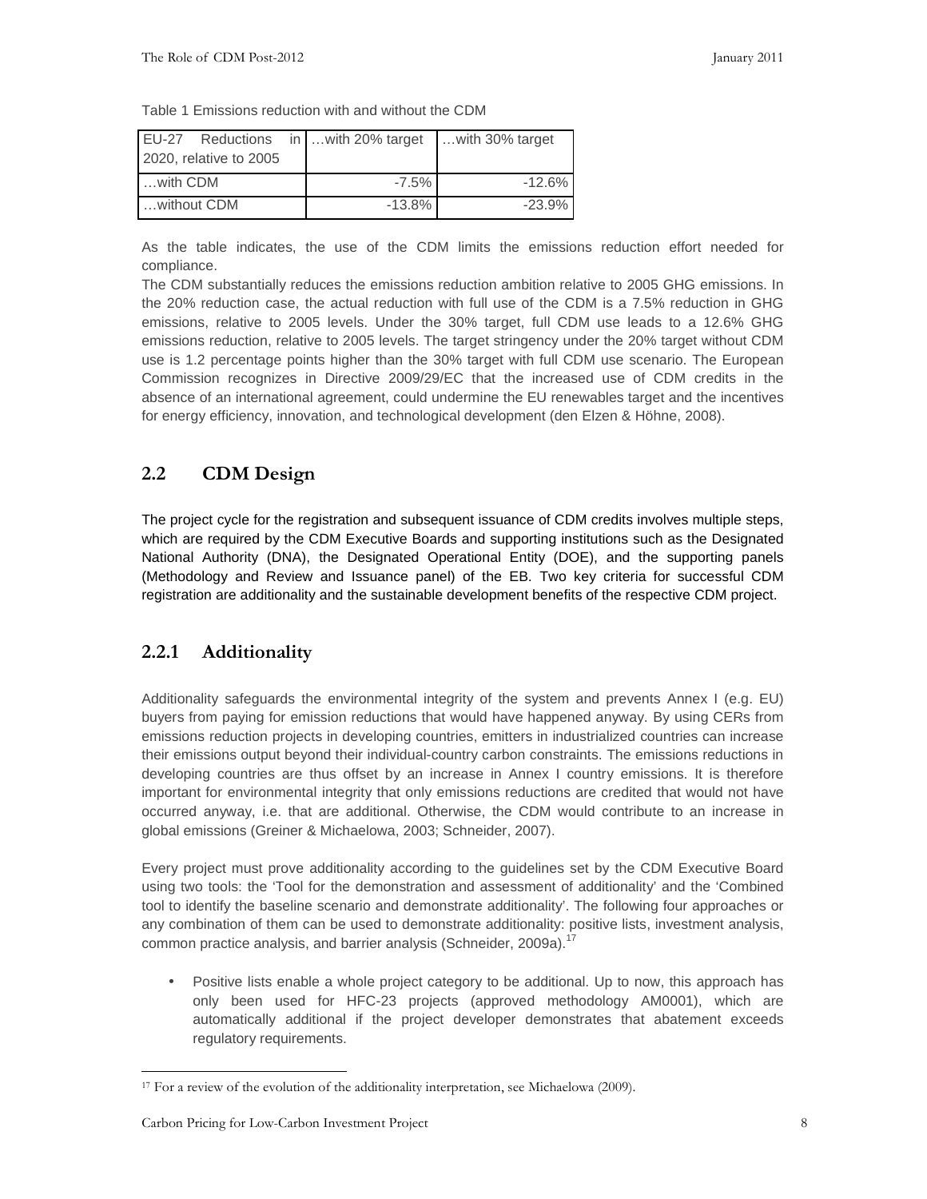Table 1 Emissions reduction with and without the CDM

| EU-27 Reductions in 2020, relative to 2005 | …with 20% target | …with 30% target |
|---|---|---|
| …with CDM | -7.5% | -12.6% |
| …without CDM | -13.8% | -23.9% |

As the table indicates, the use of the CDM limits the emissions reduction effort needed for compliance.

The CDM substantially reduces the emissions reduction ambition relative to 2005 GHG emissions. In the 20% reduction case, the actual reduction with full use of the CDM is a 7.5% reduction in GHG emissions, relative to 2005 levels. Under the 30% target, full CDM use leads to a 12.6% GHG emissions reduction, relative to 2005 levels. The target stringency under the 20% target without CDM use is 1.2 percentage points higher than the 30% target with full CDM use scenario. The European Commission recognizes in Directive 2009/29/EC that the increased use of CDM credits in the absence of an international agreement, could undermine the EU renewables target and the incentives for energy efficiency, innovation, and technological development (den Elzen & Höhne, 2008).

## 2.2 CDM Design

The project cycle for the registration and subsequent issuance of CDM credits involves multiple steps, which are required by the CDM Executive Boards and supporting institutions such as the Designated National Authority (DNA), the Designated Operational Entity (DOE), and the supporting panels (Methodology and Review and Issuance panel) of the EB. Two key criteria for successful CDM registration are additionality and the sustainable development benefits of the respective CDM project.

### 2.2.1 Additionality

Additionality safeguards the environmental integrity of the system and prevents Annex I (e.g. EU) buyers from paying for emission reductions that would have happened anyway. By using CERs from emissions reduction projects in developing countries, emitters in industrialized countries can increase their emissions output beyond their individual-country carbon constraints. The emissions reductions in developing countries are thus offset by an increase in Annex I country emissions. It is therefore important for environmental integrity that only emissions reductions are credited that would not have occurred anyway, i.e. that are additional. Otherwise, the CDM would contribute to an increase in global emissions (Greiner & Michaelowa, 2003; Schneider, 2007).

Every project must prove additionality according to the guidelines set by the CDM Executive Board using two tools: the 'Tool for the demonstration and assessment of additionality' and the 'Combined tool to identify the baseline scenario and demonstrate additionality'. The following four approaches or any combination of them can be used to demonstrate additionality: positive lists, investment analysis, common practice analysis, and barrier analysis (Schneider, 2009a).[17]

- Positive lists enable a whole project category to be additional. Up to now, this approach has only been used for HFC-23 projects (approved methodology AM0001), which are automatically additional if the project developer demonstrates that abatement exceeds regulatory requirements.

[17] For a review of the evolution of the additionality interpretation, see Michaelowa (2009).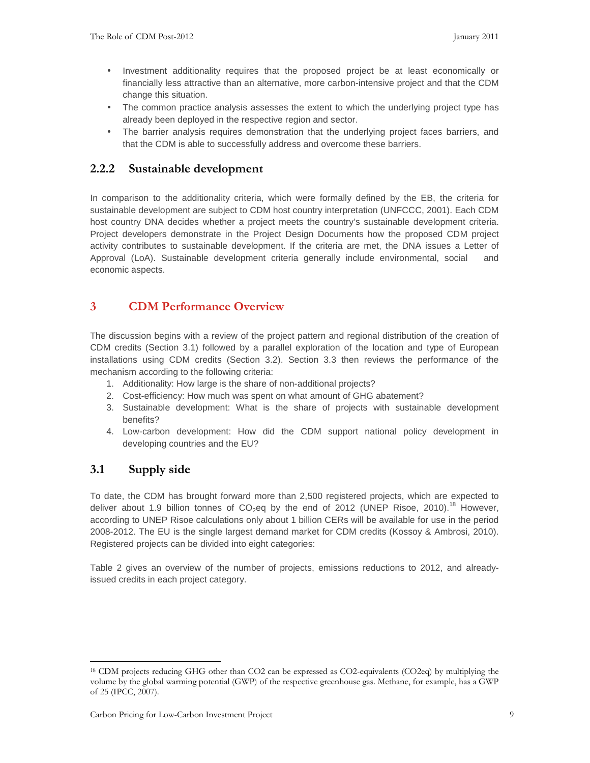- Investment additionality requires that the proposed project be at least economically or financially less attractive than an alternative, more carbon-intensive project and that the CDM change this situation.
- The common practice analysis assesses the extent to which the underlying project type has already been deployed in the respective region and sector.
- The barrier analysis requires demonstration that the underlying project faces barriers, and that the CDM is able to successfully address and overcome these barriers.

### 2.2.2 Sustainable development

In comparison to the additionality criteria, which were formally defined by the EB, the criteria for sustainable development are subject to CDM host country interpretation (UNFCCC, 2001). Each CDM host country DNA decides whether a project meets the country's sustainable development criteria. Project developers demonstrate in the Project Design Documents how the proposed CDM project activity contributes to sustainable development. If the criteria are met, the DNA issues a Letter of Approval (LoA). Sustainable development criteria generally include environmental, social and economic aspects.

# 3 CDM Performance Overview

The discussion begins with a review of the project pattern and regional distribution of the creation of CDM credits (Section 3.1) followed by a parallel exploration of the location and type of European installations using CDM credits (Section 3.2). Section 3.3 then reviews the performance of the mechanism according to the following criteria:

1. Additionality: How large is the share of non-additional projects?
2. Cost-efficiency: How much was spent on what amount of GHG abatement?
3. Sustainable development: What is the share of projects with sustainable development benefits?
4. Low-carbon development: How did the CDM support national policy development in developing countries and the EU?

## 3.1 Supply side

To date, the CDM has brought forward more than 2,500 registered projects, which are expected to deliver about 1.9 billion tonnes of $CO_2$eq by the end of 2012 (UNEP Risoe, 2010).[18] However, according to UNEP Risoe calculations only about 1 billion CERs will be available for use in the period 2008-2012. The EU is the single largest demand market for CDM credits (Kossoy & Ambrosi, 2010). Registered projects can be divided into eight categories:

Table 2 gives an overview of the number of projects, emissions reductions to 2012, and already-issued credits in each project category.

---

[18] CDM projects reducing GHG other than CO2 can be expressed as CO2-equivalents (CO2eq) by multiplying the volume by the global warming potential (GWP) of the respective greenhouse gas. Methane, for example, has a GWP of 25 (IPCC, 2007).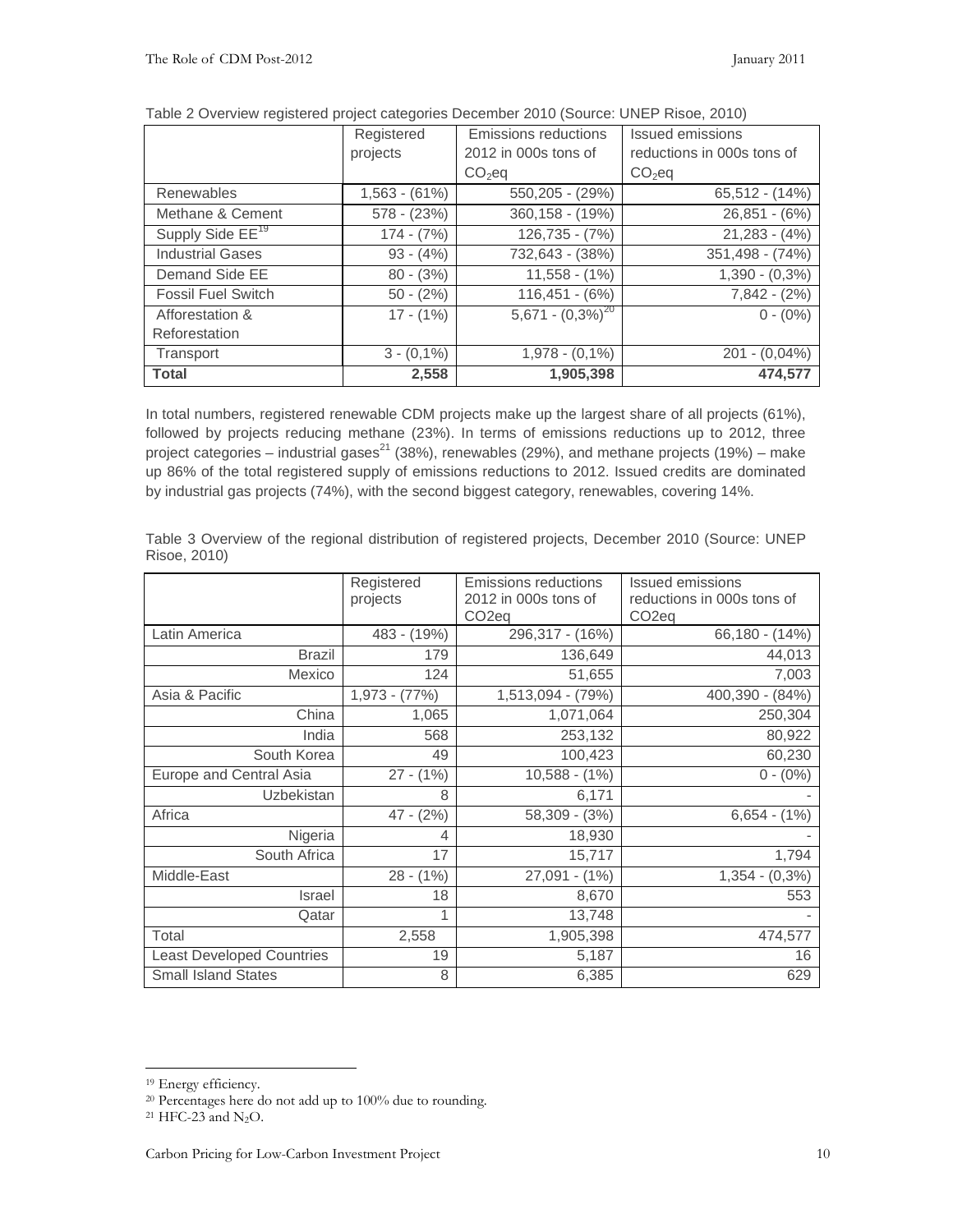Table 2 Overview registered project categories December 2010 (Source: UNEP Risoe, 2010)

| | Registered projects | Emissions reductions 2012 in 000s tons of $CO_2eq$ | Issued emissions reductions in 000s tons of $CO_2eq$ |
|---|---|---|---|
| Renewables | 1,563 - (61%) | 550,205 - (29%) | 65,512 - (14%) |
| Methane & Cement | 578 - (23%) | 360,158 - (19%) | 26,851 - (6%) |
| Supply Side EE[19] | 174 - (7%) | 126,735 - (7%) | 21,283 - (4%) |
| Industrial Gases | 93 - (4%) | 732,643 - (38%) | 351,498 - (74%) |
| Demand Side EE | 80 - (3%) | 11,558 - (1%) | 1,390 - (0,3%) |
| Fossil Fuel Switch | 50 - (2%) | 116,451 - (6%) | 7,842 - (2%) |
| Afforestation & Reforestation | 17 - (1%) | 5,671 - (0,3%)[20] | 0 - (0%) |
| Transport | 3 - (0,1%) | 1,978 - (0,1%) | 201 - (0,04%) |
| **Total** | **2,558** | **1,905,398** | **474,577** |

In total numbers, registered renewable CDM projects make up the largest share of all projects (61%), followed by projects reducing methane (23%). In terms of emissions reductions up to 2012, three project categories – industrial gases[21] (38%), renewables (29%), and methane projects (19%) – make up 86% of the total registered supply of emissions reductions to 2012. Issued credits are dominated by industrial gas projects (74%), with the second biggest category, renewables, covering 14%.

Table 3 Overview of the regional distribution of registered projects, December 2010 (Source: UNEP Risoe, 2010)

| | Registered projects | Emissions reductions 2012 in 000s tons of $CO_2eq$ | Issued emissions reductions in 000s tons of $CO_2eq$ |
|---|---|---|---|
| Latin America | 483 - (19%) | 296,317 - (16%) | 66,180 - (14%) |
| Brazil | 179 | 136,649 | 44,013 |
| Mexico | 124 | 51,655 | 7,003 |
| Asia & Pacific | 1,973 - (77%) | 1,513,094 - (79%) | 400,390 - (84%) |
| China | 1,065 | 1,071,064 | 250,304 |
| India | 568 | 253,132 | 80,922 |
| South Korea | 49 | 100,423 | 60,230 |
| Europe and Central Asia | 27 - (1%) | 10,588 - (1%) | 0 - (0%) |
| Uzbekistan | 8 | 6,171 | - |
| Africa | 47 - (2%) | 58,309 - (3%) | 6,654 - (1%) |
| Nigeria | 4 | 18,930 | - |
| South Africa | 17 | 15,717 | 1,794 |
| Middle-East | 28 - (1%) | 27,091 - (1%) | 1,354 - (0,3%) |
| Israel | 18 | 8,670 | 553 |
| Qatar | 1 | 13,748 | - |
| Total | 2,558 | 1,905,398 | 474,577 |
| Least Developed Countries | 19 | 5,187 | 16 |
| Small Island States | 8 | 6,385 | 629 |

[19] Energy efficiency.

[20] Percentages here do not add up to 100% due to rounding.

[21] HFC-23 and $N_2O$.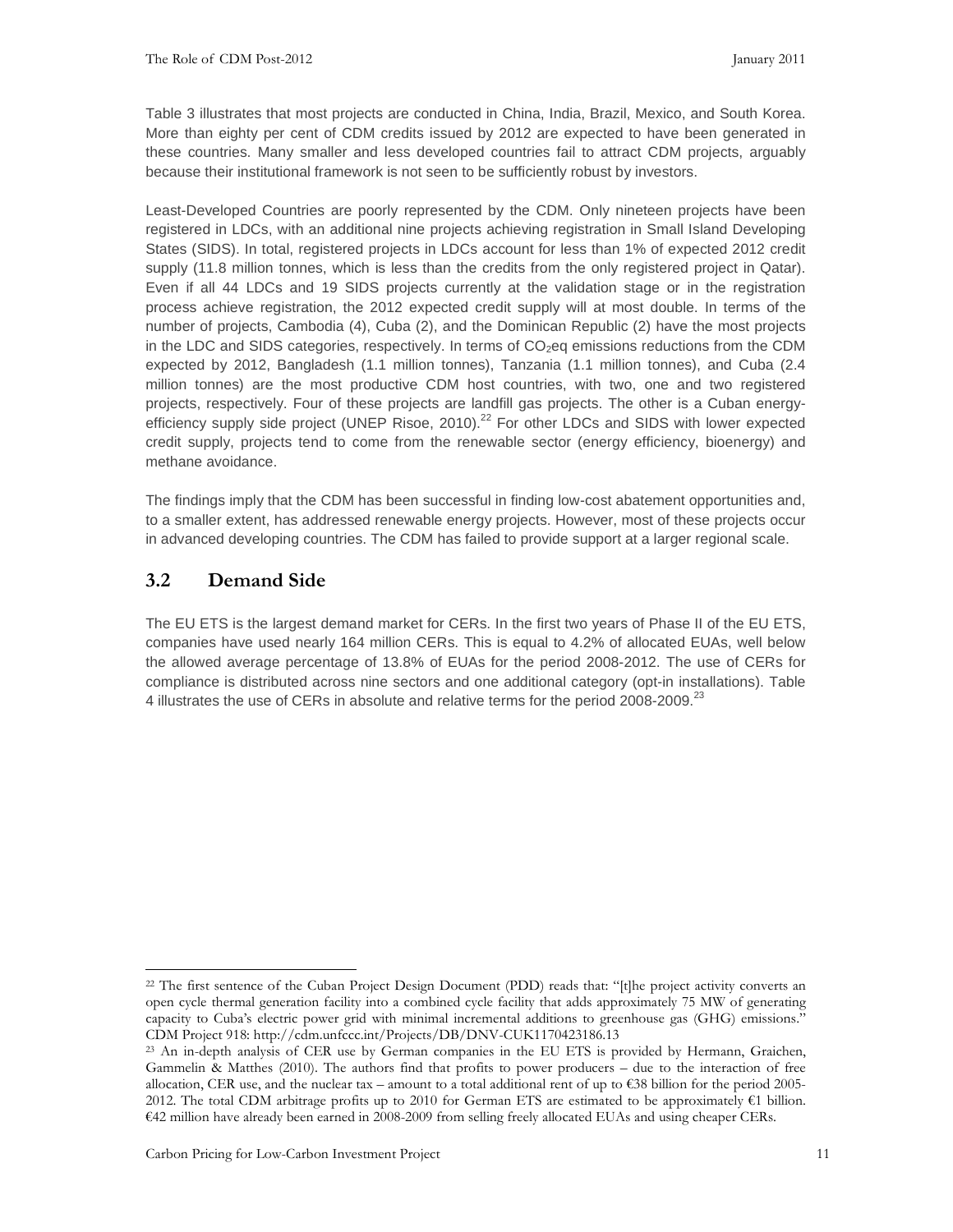Table 3 illustrates that most projects are conducted in China, India, Brazil, Mexico, and South Korea. More than eighty per cent of CDM credits issued by 2012 are expected to have been generated in these countries. Many smaller and less developed countries fail to attract CDM projects, arguably because their institutional framework is not seen to be sufficiently robust by investors.

Least-Developed Countries are poorly represented by the CDM. Only nineteen projects have been registered in LDCs, with an additional nine projects achieving registration in Small Island Developing States (SIDS). In total, registered projects in LDCs account for less than 1% of expected 2012 credit supply (11.8 million tonnes, which is less than the credits from the only registered project in Qatar). Even if all 44 LDCs and 19 SIDS projects currently at the validation stage or in the registration process achieve registration, the 2012 expected credit supply will at most double. In terms of the number of projects, Cambodia (4), Cuba (2), and the Dominican Republic (2) have the most projects in the LDC and SIDS categories, respectively. In terms of $CO_2$eq emissions reductions from the CDM expected by 2012, Bangladesh (1.1 million tonnes), Tanzania (1.1 million tonnes), and Cuba (2.4 million tonnes) are the most productive CDM host countries, with two, one and two registered projects, respectively. Four of these projects are landfill gas projects. The other is a Cuban energy-efficiency supply side project (UNEP Risoe, 2010).[22] For other LDCs and SIDS with lower expected credit supply, projects tend to come from the renewable sector (energy efficiency, bioenergy) and methane avoidance.

The findings imply that the CDM has been successful in finding low-cost abatement opportunities and, to a smaller extent, has addressed renewable energy projects. However, most of these projects occur in advanced developing countries. The CDM has failed to provide support at a larger regional scale.

## 3.2 Demand Side

The EU ETS is the largest demand market for CERs. In the first two years of Phase II of the EU ETS, companies have used nearly 164 million CERs. This is equal to 4.2% of allocated EUAs, well below the allowed average percentage of 13.8% of EUAs for the period 2008-2012. The use of CERs for compliance is distributed across nine sectors and one additional category (opt-in installations). Table 4 illustrates the use of CERs in absolute and relative terms for the period 2008-2009.[23]

---

[22] The first sentence of the Cuban Project Design Document (PDD) reads that: "[t]he project activity converts an open cycle thermal generation facility into a combined cycle facility that adds approximately 75 MW of generating capacity to Cuba's electric power grid with minimal incremental additions to greenhouse gas (GHG) emissions." CDM Project 918: http://cdm.unfccc.int/Projects/DB/DNV-CUK1170423186.13

[23] An in-depth analysis of CER use by German companies in the EU ETS is provided by Hermann, Graichen, Gammelin & Matthes (2010). The authors find that profits to power producers – due to the interaction of free allocation, CER use, and the nuclear tax – amount to a total additional rent of up to €38 billion for the period 2005-2012. The total CDM arbitrage profits up to 2010 for German ETS are estimated to be approximately €1 billion. €42 million have already been earned in 2008-2009 from selling freely allocated EUAs and using cheaper CERs.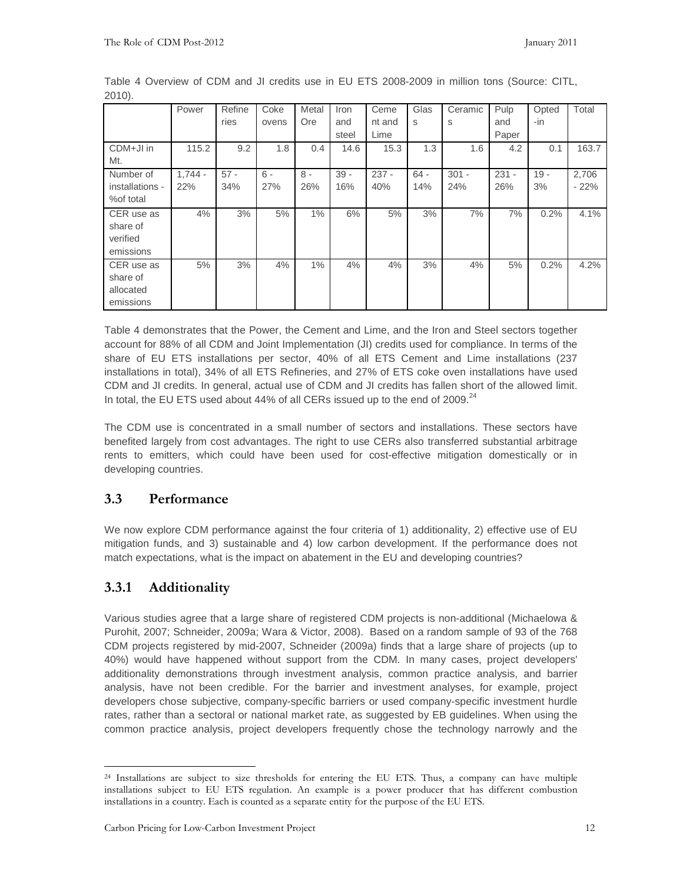Table 4 Overview of CDM and JI credits use in EU ETS 2008-2009 in million tons (Source: CITL, 2010).

| | Power | Refineries | Coke ovens | Metal Ore | Iron and steel | Cement and Lime | Glass | Ceramics | Pulp and Paper | Opted-in | Total |
|---|---|---|---|---|---|---|---|---|---|---|---|
| CDM+JI in Mt. | 115.2 | 9.2 | 1.8 | 0.4 | 14.6 | 15.3 | 1.3 | 1.6 | 4.2 | 0.1 | 163.7 |
| Number of installations - %of total | 1,744 - 22% | 57 - 34% | 6 - 27% | 8 - 26% | 39 - 16% | 237 - 40% | 64 - 14% | 301 - 24% | 231 - 26% | 19 - 3% | 2,706 - 22% |
| CER use as share of verified emissions | 4% | 3% | 5% | 1% | 6% | 5% | 3% | 7% | 7% | 0.2% | 4.1% |
| CER use as share of allocated emissions | 5% | 3% | 4% | 1% | 4% | 4% | 3% | 4% | 5% | 0.2% | 4.2% |

Table 4 demonstrates that the Power, the Cement and Lime, and the Iron and Steel sectors together account for 88% of all CDM and Joint Implementation (JI) credits used for compliance. In terms of the share of EU ETS installations per sector, 40% of all ETS Cement and Lime installations (237 installations in total), 34% of all ETS Refineries, and 27% of ETS coke oven installations have used CDM and JI credits. In general, actual use of CDM and JI credits has fallen short of the allowed limit. In total, the EU ETS used about 44% of all CERs issued up to the end of 2009.[24]

The CDM use is concentrated in a small number of sectors and installations. These sectors have benefited largely from cost advantages. The right to use CERs also transferred substantial arbitrage rents to emitters, which could have been used for cost-effective mitigation domestically or in developing countries.

## 3.3 Performance

We now explore CDM performance against the four criteria of 1) additionality, 2) effective use of EU mitigation funds, and 3) sustainable and 4) low carbon development. If the performance does not match expectations, what is the impact on abatement in the EU and developing countries?

### 3.3.1 Additionality

Various studies agree that a large share of registered CDM projects is non-additional (Michaelowa & Purohit, 2007; Schneider, 2009a; Wara & Victor, 2008). Based on a random sample of 93 of the 768 CDM projects registered by mid-2007, Schneider (2009a) finds that a large share of projects (up to 40%) would have happened without support from the CDM. In many cases, project developers' additionality demonstrations through investment analysis, common practice analysis, and barrier analysis, have not been credible. For the barrier and investment analyses, for example, project developers chose subjective, company-specific barriers or used company-specific investment hurdle rates, rather than a sectoral or national market rate, as suggested by EB guidelines. When using the common practice analysis, project developers frequently chose the technology narrowly and the

[24] Installations are subject to size thresholds for entering the EU ETS. Thus, a company can have multiple installations subject to EU ETS regulation. An example is a power producer that has different combustion installations in a country. Each is counted as a separate entity for the purpose of the EU ETS.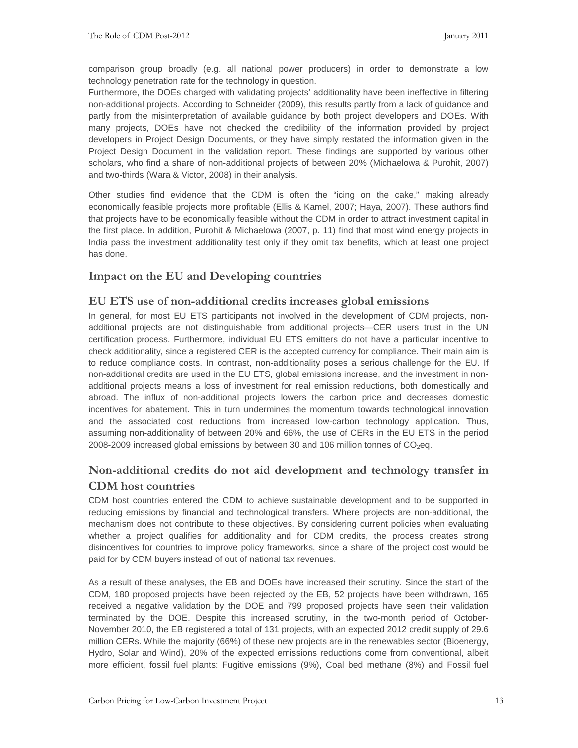comparison group broadly (e.g. all national power producers) in order to demonstrate a low technology penetration rate for the technology in question.

Furthermore, the DOEs charged with validating projects' additionality have been ineffective in filtering non-additional projects. According to Schneider (2009), this results partly from a lack of guidance and partly from the misinterpretation of available guidance by both project developers and DOEs. With many projects, DOEs have not checked the credibility of the information provided by project developers in Project Design Documents, or they have simply restated the information given in the Project Design Document in the validation report. These findings are supported by various other scholars, who find a share of non-additional projects of between 20% (Michaelowa & Purohit, 2007) and two-thirds (Wara & Victor, 2008) in their analysis.

Other studies find evidence that the CDM is often the "icing on the cake," making already economically feasible projects more profitable (Ellis & Kamel, 2007; Haya, 2007). These authors find that projects have to be economically feasible without the CDM in order to attract investment capital in the first place. In addition, Purohit & Michaelowa (2007, p. 11) find that most wind energy projects in India pass the investment additionality test only if they omit tax benefits, which at least one project has done.

## Impact on the EU and Developing countries

### EU ETS use of non-additional credits increases global emissions

In general, for most EU ETS participants not involved in the development of CDM projects, non-additional projects are not distinguishable from additional projects—CER users trust in the UN certification process. Furthermore, individual EU ETS emitters do not have a particular incentive to check additionality, since a registered CER is the accepted currency for compliance. Their main aim is to reduce compliance costs. In contrast, non-additionality poses a serious challenge for the EU. If non-additional credits are used in the EU ETS, global emissions increase, and the investment in non-additional projects means a loss of investment for real emission reductions, both domestically and abroad. The influx of non-additional projects lowers the carbon price and decreases domestic incentives for abatement. This in turn undermines the momentum towards technological innovation and the associated cost reductions from increased low-carbon technology application. Thus, assuming non-additionality of between 20% and 66%, the use of CERs in the EU ETS in the period 2008-2009 increased global emissions by between 30 and 106 million tonnes of $CO_2$eq.

### Non-additional credits do not aid development and technology transfer in CDM host countries

CDM host countries entered the CDM to achieve sustainable development and to be supported in reducing emissions by financial and technological transfers. Where projects are non-additional, the mechanism does not contribute to these objectives. By considering current policies when evaluating whether a project qualifies for additionality and for CDM credits, the process creates strong disincentives for countries to improve policy frameworks, since a share of the project cost would be paid for by CDM buyers instead of out of national tax revenues.

As a result of these analyses, the EB and DOEs have increased their scrutiny. Since the start of the CDM, 180 proposed projects have been rejected by the EB, 52 projects have been withdrawn, 165 received a negative validation by the DOE and 799 proposed projects have seen their validation terminated by the DOE. Despite this increased scrutiny, in the two-month period of October-November 2010, the EB registered a total of 131 projects, with an expected 2012 credit supply of 29.6 million CERs. While the majority (66%) of these new projects are in the renewables sector (Bioenergy, Hydro, Solar and Wind), 20% of the expected emissions reductions come from conventional, albeit more efficient, fossil fuel plants: Fugitive emissions (9%), Coal bed methane (8%) and Fossil fuel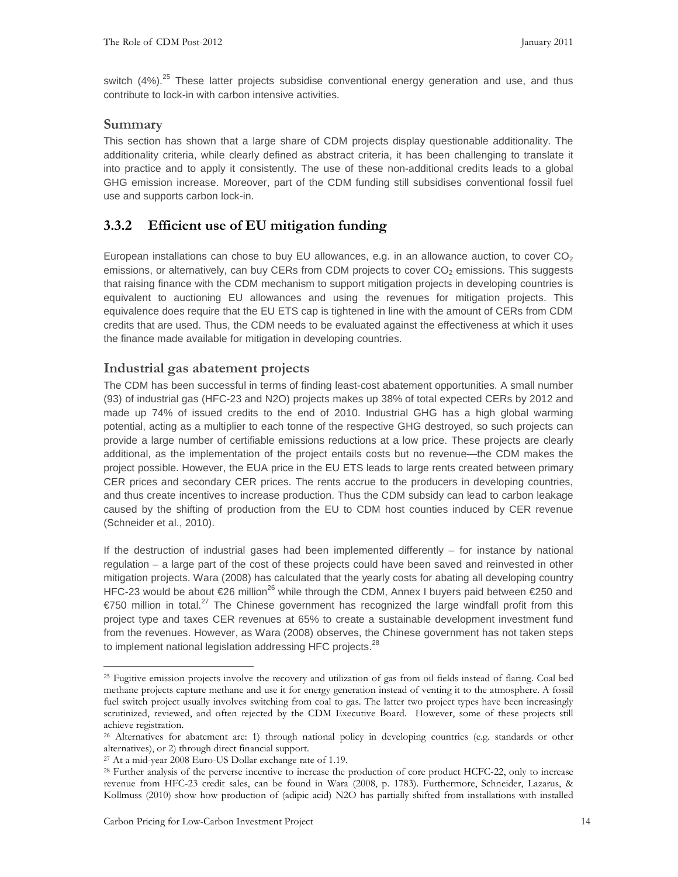switch (4%).[25] These latter projects subsidise conventional energy generation and use, and thus contribute to lock-in with carbon intensive activities.

## Summary

This section has shown that a large share of CDM projects display questionable additionality. The additionality criteria, while clearly defined as abstract criteria, it has been challenging to translate it into practice and to apply it consistently. The use of these non-additional credits leads to a global GHG emission increase. Moreover, part of the CDM funding still subsidises conventional fossil fuel use and supports carbon lock-in.

### 3.3.2 Efficient use of EU mitigation funding

European installations can chose to buy EU allowances, e.g. in an allowance auction, to cover $CO_2$ emissions, or alternatively, can buy CERs from CDM projects to cover $CO_2$ emissions. This suggests that raising finance with the CDM mechanism to support mitigation projects in developing countries is equivalent to auctioning EU allowances and using the revenues for mitigation projects. This equivalence does require that the EU ETS cap is tightened in line with the amount of CERs from CDM credits that are used. Thus, the CDM needs to be evaluated against the effectiveness at which it uses the finance made available for mitigation in developing countries.

## Industrial gas abatement projects

The CDM has been successful in terms of finding least-cost abatement opportunities. A small number (93) of industrial gas (HFC-23 and N2O) projects makes up 38% of total expected CERs by 2012 and made up 74% of issued credits to the end of 2010. Industrial GHG has a high global warming potential, acting as a multiplier to each tonne of the respective GHG destroyed, so such projects can provide a large number of certifiable emissions reductions at a low price. These projects are clearly additional, as the implementation of the project entails costs but no revenue—the CDM makes the project possible. However, the EUA price in the EU ETS leads to large rents created between primary CER prices and secondary CER prices. The rents accrue to the producers in developing countries, and thus create incentives to increase production. Thus the CDM subsidy can lead to carbon leakage caused by the shifting of production from the EU to CDM host counties induced by CER revenue (Schneider et al., 2010).

If the destruction of industrial gases had been implemented differently – for instance by national regulation – a large part of the cost of these projects could have been saved and reinvested in other mitigation projects. Wara (2008) has calculated that the yearly costs for abating all developing country HFC-23 would be about €26 million[26] while through the CDM, Annex I buyers paid between €250 and €750 million in total.[27] The Chinese government has recognized the large windfall profit from this project type and taxes CER revenues at 65% to create a sustainable development investment fund from the revenues. However, as Wara (2008) observes, the Chinese government has not taken steps to implement national legislation addressing HFC projects.[28]

---

[25] Fugitive emission projects involve the recovery and utilization of gas from oil fields instead of flaring. Coal bed methane projects capture methane and use it for energy generation instead of venting it to the atmosphere. A fossil fuel switch project usually involves switching from coal to gas. The latter two project types have been increasingly scrutinized, reviewed, and often rejected by the CDM Executive Board. However, some of these projects still achieve registration.

[26] Alternatives for abatement are: 1) through national policy in developing countries (e.g. standards or other alternatives), or 2) through direct financial support.

[27] At a mid-year 2008 Euro-US Dollar exchange rate of 1.19.

[28] Further analysis of the perverse incentive to increase the production of core product HCFC-22, only to increase revenue from HFC-23 credit sales, can be found in Wara (2008, p. 1783). Furthermore, Schneider, Lazarus, & Kollmuss (2010) show how production of (adipic acid) N2O has partially shifted from installations with installed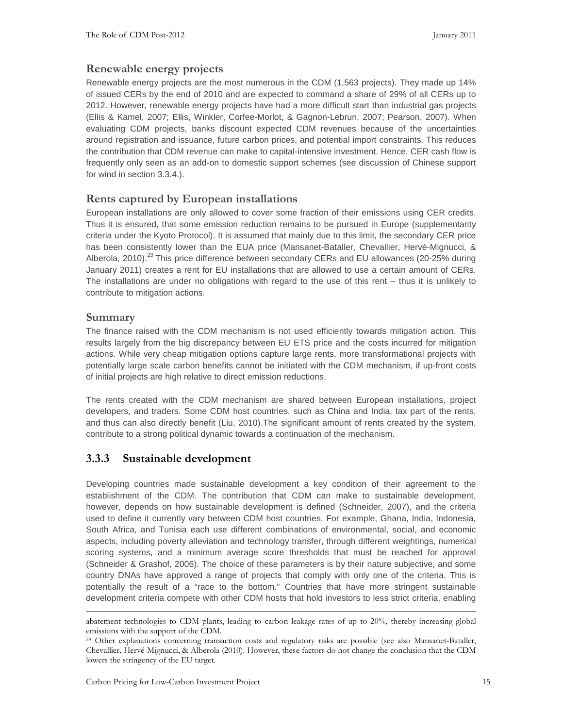### Renewable energy projects

Renewable energy projects are the most numerous in the CDM (1,563 projects). They made up 14% of issued CERs by the end of 2010 and are expected to command a share of 29% of all CERs up to 2012. However, renewable energy projects have had a more difficult start than industrial gas projects (Ellis & Kamel, 2007; Ellis, Winkler, Corfee-Morlot, & Gagnon-Lebrun, 2007; Pearson, 2007). When evaluating CDM projects, banks discount expected CDM revenues because of the uncertainties around registration and issuance, future carbon prices, and potential import constraints. This reduces the contribution that CDM revenue can make to capital-intensive investment. Hence, CER cash flow is frequently only seen as an add-on to domestic support schemes (see discussion of Chinese support for wind in section 3.3.4.).

### Rents captured by European installations

European installations are only allowed to cover some fraction of their emissions using CER credits. Thus it is ensured, that some emission reduction remains to be pursued in Europe (supplementarity criteria under the Kyoto Protocol). It is assumed that mainly due to this limit, the secondary CER price has been consistently lower than the EUA price (Mansanet-Bataller, Chevallier, Hervé-Mignucci, & Alberola, 2010).[29] This price difference between secondary CERs and EU allowances (20-25% during January 2011) creates a rent for EU installations that are allowed to use a certain amount of CERs. The installations are under no obligations with regard to the use of this rent – thus it is unlikely to contribute to mitigation actions.

### Summary

The finance raised with the CDM mechanism is not used efficiently towards mitigation action. This results largely from the big discrepancy between EU ETS price and the costs incurred for mitigation actions. While very cheap mitigation options capture large rents, more transformational projects with potentially large scale carbon benefits cannot be initiated with the CDM mechanism, if up-front costs of initial projects are high relative to direct emission reductions.

The rents created with the CDM mechanism are shared between European installations, project developers, and traders. Some CDM host countries, such as China and India, tax part of the rents, and thus can also directly benefit (Liu, 2010).The significant amount of rents created by the system, contribute to a strong political dynamic towards a continuation of the mechanism.

## 3.3.3 Sustainable development

Developing countries made sustainable development a key condition of their agreement to the establishment of the CDM. The contribution that CDM can make to sustainable development, however, depends on how sustainable development is defined (Schneider, 2007), and the criteria used to define it currently vary between CDM host countries. For example, Ghana, India, Indonesia, South Africa, and Tunisia each use different combinations of environmental, social, and economic aspects, including poverty alleviation and technology transfer, through different weightings, numerical scoring systems, and a minimum average score thresholds that must be reached for approval (Schneider & Grashof, 2006). The choice of these parameters is by their nature subjective, and some country DNAs have approved a range of projects that comply with only one of the criteria. This is potentially the result of a "race to the bottom." Countries that have more stringent sustainable development criteria compete with other CDM hosts that hold investors to less strict criteria, enabling

---

abatement technologies to CDM plants, leading to carbon leakage rates of up to 20%, thereby increasing global emissions with the support of the CDM.

[29] Other explanations concerning transaction costs and regulatory risks are possible (see also Mansanet-Bataller, Chevallier, Hervé-Mignucci, & Alberola (2010). However, these factors do not change the conclusion that the CDM lowers the stringency of the EU target.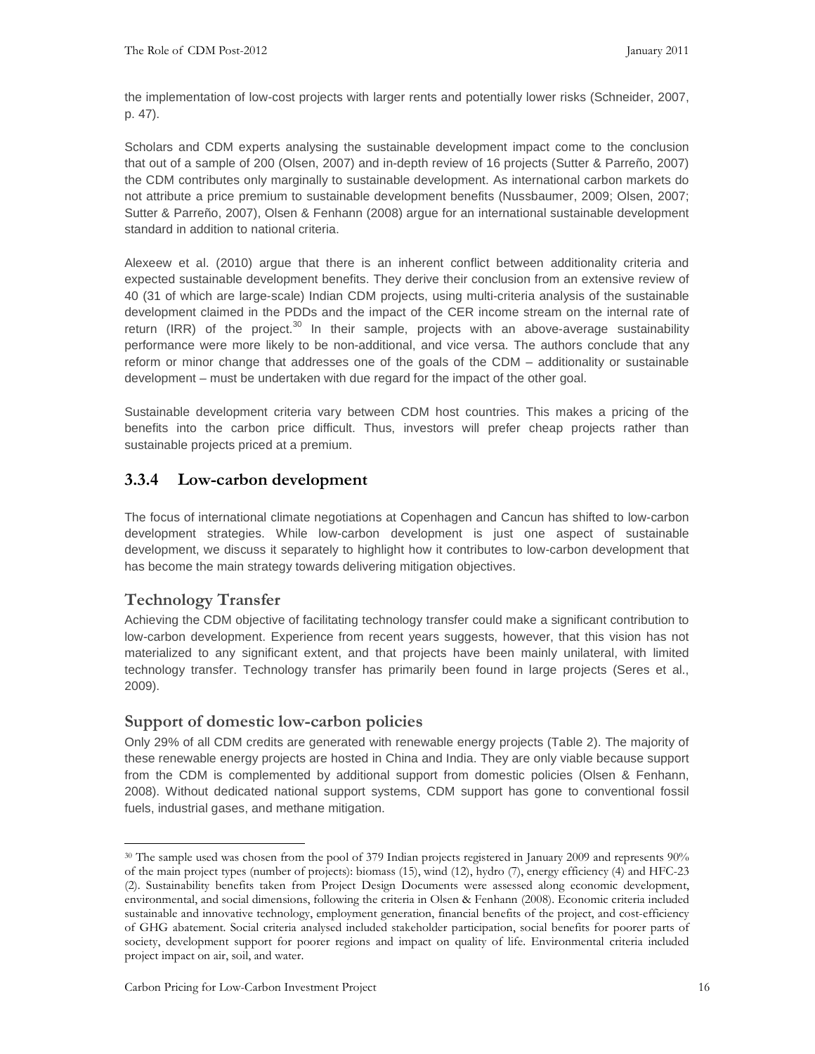the implementation of low-cost projects with larger rents and potentially lower risks (Schneider, 2007, p. 47).

Scholars and CDM experts analysing the sustainable development impact come to the conclusion that out of a sample of 200 (Olsen, 2007) and in-depth review of 16 projects (Sutter & Parreño, 2007) the CDM contributes only marginally to sustainable development. As international carbon markets do not attribute a price premium to sustainable development benefits (Nussbaumer, 2009; Olsen, 2007; Sutter & Parreño, 2007), Olsen & Fenhann (2008) argue for an international sustainable development standard in addition to national criteria.

Alexeew et al. (2010) argue that there is an inherent conflict between additionality criteria and expected sustainable development benefits. They derive their conclusion from an extensive review of 40 (31 of which are large-scale) Indian CDM projects, using multi-criteria analysis of the sustainable development claimed in the PDDs and the impact of the CER income stream on the internal rate of return (IRR) of the project.[30] In their sample, projects with an above-average sustainability performance were more likely to be non-additional, and vice versa. The authors conclude that any reform or minor change that addresses one of the goals of the CDM – additionality or sustainable development – must be undertaken with due regard for the impact of the other goal.

Sustainable development criteria vary between CDM host countries. This makes a pricing of the benefits into the carbon price difficult. Thus, investors will prefer cheap projects rather than sustainable projects priced at a premium.

### 3.3.4 Low-carbon development

The focus of international climate negotiations at Copenhagen and Cancun has shifted to low-carbon development strategies. While low-carbon development is just one aspect of sustainable development, we discuss it separately to highlight how it contributes to low-carbon development that has become the main strategy towards delivering mitigation objectives.

#### Technology Transfer

Achieving the CDM objective of facilitating technology transfer could make a significant contribution to low-carbon development. Experience from recent years suggests, however, that this vision has not materialized to any significant extent, and that projects have been mainly unilateral, with limited technology transfer. Technology transfer has primarily been found in large projects (Seres et al., 2009).

#### Support of domestic low-carbon policies

Only 29% of all CDM credits are generated with renewable energy projects (Table 2). The majority of these renewable energy projects are hosted in China and India. They are only viable because support from the CDM is complemented by additional support from domestic policies (Olsen & Fenhann, 2008). Without dedicated national support systems, CDM support has gone to conventional fossil fuels, industrial gases, and methane mitigation.

---

[30] The sample used was chosen from the pool of 379 Indian projects registered in January 2009 and represents 90% of the main project types (number of projects): biomass (15), wind (12), hydro (7), energy efficiency (4) and HFC-23 (2). Sustainability benefits taken from Project Design Documents were assessed along economic development, environmental, and social dimensions, following the criteria in Olsen & Fenhann (2008). Economic criteria included sustainable and innovative technology, employment generation, financial benefits of the project, and cost-efficiency of GHG abatement. Social criteria analysed included stakeholder participation, social benefits for poorer parts of society, development support for poorer regions and impact on quality of life. Environmental criteria included project impact on air, soil, and water.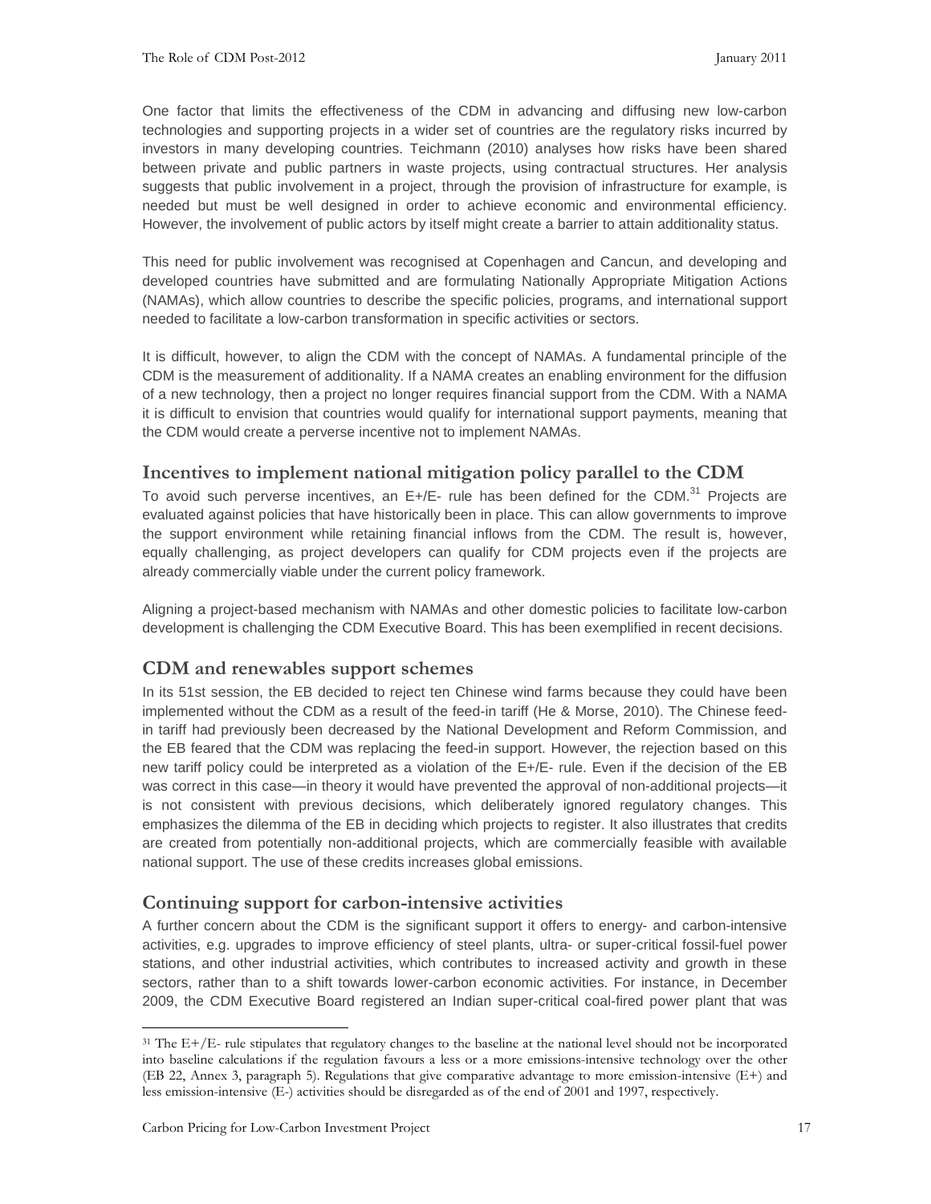One factor that limits the effectiveness of the CDM in advancing and diffusing new low-carbon technologies and supporting projects in a wider set of countries are the regulatory risks incurred by investors in many developing countries. Teichmann (2010) analyses how risks have been shared between private and public partners in waste projects, using contractual structures. Her analysis suggests that public involvement in a project, through the provision of infrastructure for example, is needed but must be well designed in order to achieve economic and environmental efficiency. However, the involvement of public actors by itself might create a barrier to attain additionality status.

This need for public involvement was recognised at Copenhagen and Cancun, and developing and developed countries have submitted and are formulating Nationally Appropriate Mitigation Actions (NAMAs), which allow countries to describe the specific policies, programs, and international support needed to facilitate a low-carbon transformation in specific activities or sectors.

It is difficult, however, to align the CDM with the concept of NAMAs. A fundamental principle of the CDM is the measurement of additionality. If a NAMA creates an enabling environment for the diffusion of a new technology, then a project no longer requires financial support from the CDM. With a NAMA it is difficult to envision that countries would qualify for international support payments, meaning that the CDM would create a perverse incentive not to implement NAMAs.

## Incentives to implement national mitigation policy parallel to the CDM

To avoid such perverse incentives, an E+/E- rule has been defined for the CDM.[31] Projects are evaluated against policies that have historically been in place. This can allow governments to improve the support environment while retaining financial inflows from the CDM. The result is, however, equally challenging, as project developers can qualify for CDM projects even if the projects are already commercially viable under the current policy framework.

Aligning a project-based mechanism with NAMAs and other domestic policies to facilitate low-carbon development is challenging the CDM Executive Board. This has been exemplified in recent decisions.

## CDM and renewables support schemes

In its 51st session, the EB decided to reject ten Chinese wind farms because they could have been implemented without the CDM as a result of the feed-in tariff (He & Morse, 2010). The Chinese feed-in tariff had previously been decreased by the National Development and Reform Commission, and the EB feared that the CDM was replacing the feed-in support. However, the rejection based on this new tariff policy could be interpreted as a violation of the E+/E- rule. Even if the decision of the EB was correct in this case—in theory it would have prevented the approval of non-additional projects—it is not consistent with previous decisions, which deliberately ignored regulatory changes. This emphasizes the dilemma of the EB in deciding which projects to register. It also illustrates that credits are created from potentially non-additional projects, which are commercially feasible with available national support. The use of these credits increases global emissions.

## Continuing support for carbon-intensive activities

A further concern about the CDM is the significant support it offers to energy- and carbon-intensive activities, e.g. upgrades to improve efficiency of steel plants, ultra- or super-critical fossil-fuel power stations, and other industrial activities, which contributes to increased activity and growth in these sectors, rather than to a shift towards lower-carbon economic activities. For instance, in December 2009, the CDM Executive Board registered an Indian super-critical coal-fired power plant that was

---

[31] The E+/E- rule stipulates that regulatory changes to the baseline at the national level should not be incorporated into baseline calculations if the regulation favours a less or a more emissions-intensive technology over the other (EB 22, Annex 3, paragraph 5). Regulations that give comparative advantage to more emission-intensive (E+) and less emission-intensive (E-) activities should be disregarded as of the end of 2001 and 1997, respectively.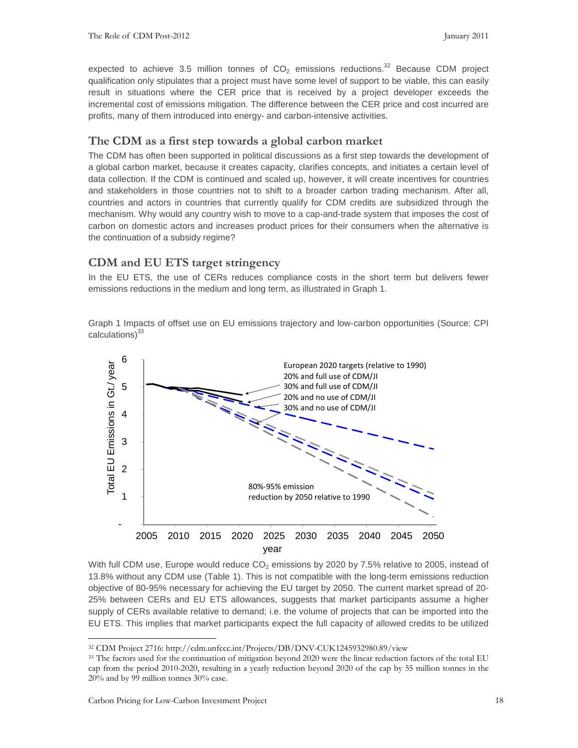expected to achieve 3.5 million tonnes of $CO_2$ emissions reductions.[32] Because CDM project qualification only stipulates that a project must have some level of support to be viable, this can easily result in situations where the CER price that is received by a project developer exceeds the incremental cost of emissions mitigation. The difference between the CER price and cost incurred are profits, many of them introduced into energy- and carbon-intensive activities.

## The CDM as a first step towards a global carbon market

The CDM has often been supported in political discussions as a first step towards the development of a global carbon market, because it creates capacity, clarifies concepts, and initiates a certain level of data collection. If the CDM is continued and scaled up, however, it will create incentives for countries and stakeholders in those countries not to shift to a broader carbon trading mechanism. After all, countries and actors in countries that currently qualify for CDM credits are subsidized through the mechanism. Why would any country wish to move to a cap-and-trade system that imposes the cost of carbon on domestic actors and increases product prices for their consumers when the alternative is the continuation of a subsidy regime?

## CDM and EU ETS target stringency

In the EU ETS, the use of CERs reduces compliance costs in the short term but delivers fewer emissions reductions in the medium and long term, as illustrated in Graph 1.

Graph 1 Impacts of offset use on EU emissions trajectory and low-carbon opportunities (Source: CPI calculations)[33]

With full CDM use, Europe would reduce $CO_2$ emissions by 2020 by 7.5% relative to 2005, instead of 13.8% without any CDM use (Table 1). This is not compatible with the long-term emissions reduction objective of 80-95% necessary for achieving the EU target by 2050. The current market spread of 20-25% between CERs and EU ETS allowances, suggests that market participants assume a higher supply of CERs available relative to demand; i.e. the volume of projects that can be imported into the EU ETS. This implies that market participants expect the full capacity of allowed credits to be utilized

---

[32] CDM Project 2716: http://cdm.unfccc.int/Projects/DB/DNV-CUK1245932980.89/view

[33] The factors used for the continuation of mitigation beyond 2020 were the linear reduction factors of the total EU cap from the period 2010-2020, resulting in a yearly reduction beyond 2020 of the cap by 55 million tonnes in the 20% and by 99 million tonnes 30% case.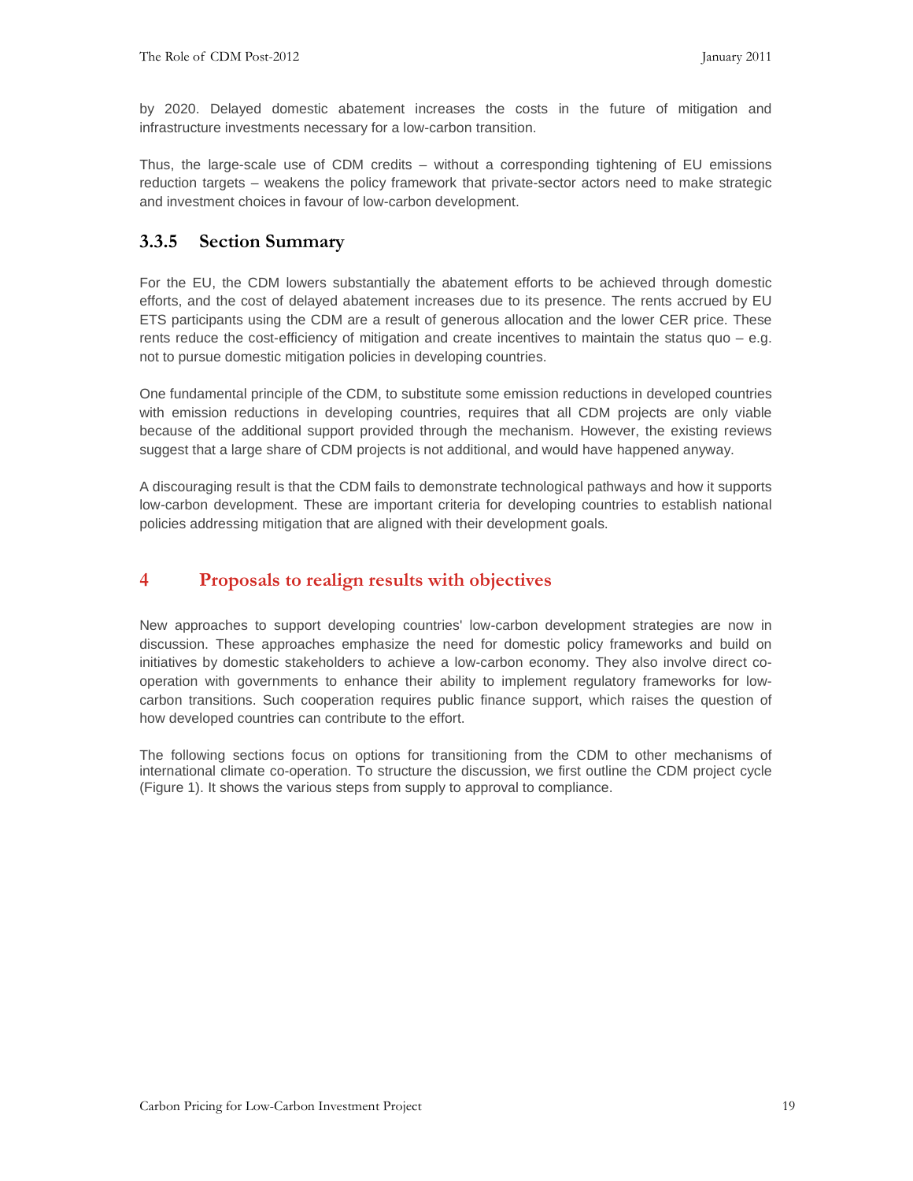by 2020. Delayed domestic abatement increases the costs in the future of mitigation and infrastructure investments necessary for a low-carbon transition.

Thus, the large-scale use of CDM credits – without a corresponding tightening of EU emissions reduction targets – weakens the policy framework that private-sector actors need to make strategic and investment choices in favour of low-carbon development.

### 3.3.5 Section Summary

For the EU, the CDM lowers substantially the abatement efforts to be achieved through domestic efforts, and the cost of delayed abatement increases due to its presence. The rents accrued by EU ETS participants using the CDM are a result of generous allocation and the lower CER price. These rents reduce the cost-efficiency of mitigation and create incentives to maintain the status quo – e.g. not to pursue domestic mitigation policies in developing countries.

One fundamental principle of the CDM, to substitute some emission reductions in developed countries with emission reductions in developing countries, requires that all CDM projects are only viable because of the additional support provided through the mechanism. However, the existing reviews suggest that a large share of CDM projects is not additional, and would have happened anyway.

A discouraging result is that the CDM fails to demonstrate technological pathways and how it supports low-carbon development. These are important criteria for developing countries to establish national policies addressing mitigation that are aligned with their development goals.

# 4 Proposals to realign results with objectives

New approaches to support developing countries' low-carbon development strategies are now in discussion. These approaches emphasize the need for domestic policy frameworks and build on initiatives by domestic stakeholders to achieve a low-carbon economy. They also involve direct co-operation with governments to enhance their ability to implement regulatory frameworks for low-carbon transitions. Such cooperation requires public finance support, which raises the question of how developed countries can contribute to the effort.

The following sections focus on options for transitioning from the CDM to other mechanisms of international climate co-operation. To structure the discussion, we first outline the CDM project cycle (Figure 1). It shows the various steps from supply to approval to compliance.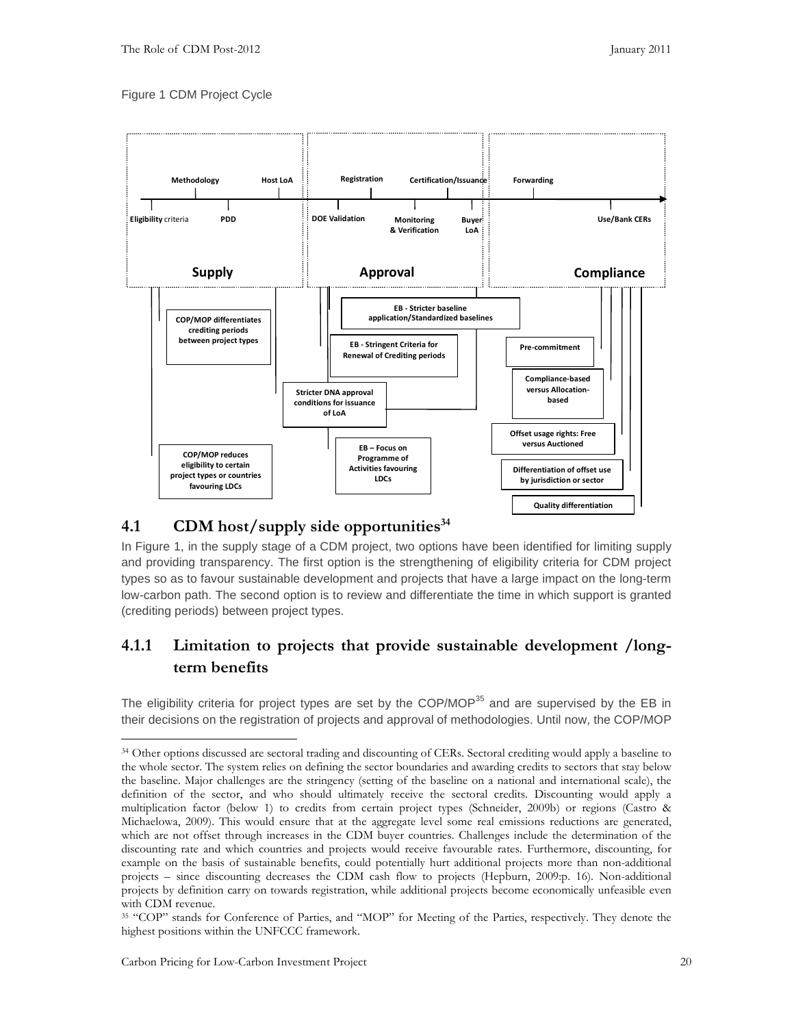Figure 1 CDM Project Cycle

Methodology | Host LoA | Registration | Certification/Issuance | Forwarding

Eligibility criteria | PDD | DOE Validation | Monitoring & Verification | Buyer LoA | Use/Bank CERs

**Supply** | **Approval** | **Compliance**

COP/MOP differentiates crediting periods between project types

COP/MOP reduces eligibility to certain project types or countries favouring LDCs

EB - Stricter baseline application/Standardized baselines

EB - Stringent Criteria for Renewal of Crediting periods

Stricter DNA approval conditions for issuance of LoA

EB – Focus on Programme of Activities favouring LDCs

Pre-commitment

Compliance-based versus Allocation-based

Offset usage rights: Free versus Auctioned

Differentiation of offset use by jurisdiction or sector

Quality differentiation

## 4.1 CDM host/supply side opportunities[34]

In Figure 1, in the supply stage of a CDM project, two options have been identified for limiting supply and providing transparency. The first option is the strengthening of eligibility criteria for CDM project types so as to favour sustainable development and projects that have a large impact on the long-term low-carbon path. The second option is to review and differentiate the time in which support is granted (crediting periods) between project types.

### 4.1.1 Limitation to projects that provide sustainable development /long-term benefits

The eligibility criteria for project types are set by the COP/MOP[35] and are supervised by the EB in their decisions on the registration of projects and approval of methodologies. Until now, the COP/MOP

[34] Other options discussed are sectoral trading and discounting of CERs. Sectoral crediting would apply a baseline to the whole sector. The system relies on defining the sector boundaries and awarding credits to sectors that stay below the baseline. Major challenges are the stringency (setting of the baseline on a national and international scale), the definition of the sector, and who should ultimately receive the sectoral credits. Discounting would apply a multiplication factor (below 1) to credits from certain project types (Schneider, 2009b) or regions (Castro & Michaelowa, 2009). This would ensure that at the aggregate level some real emissions reductions are generated, which are not offset through increases in the CDM buyer countries. Challenges include the determination of the discounting rate and which countries and projects would receive favourable rates. Furthermore, discounting, for example on the basis of sustainable benefits, could potentially hurt additional projects more than non-additional projects – since discounting decreases the CDM cash flow to projects (Hepburn, 2009:p. 16). Non-additional projects by definition carry on towards registration, while additional projects become economically unfeasible even with CDM revenue.

[35] "COP" stands for Conference of Parties, and "MOP" for Meeting of the Parties, respectively. They denote the highest positions within the UNFCCC framework.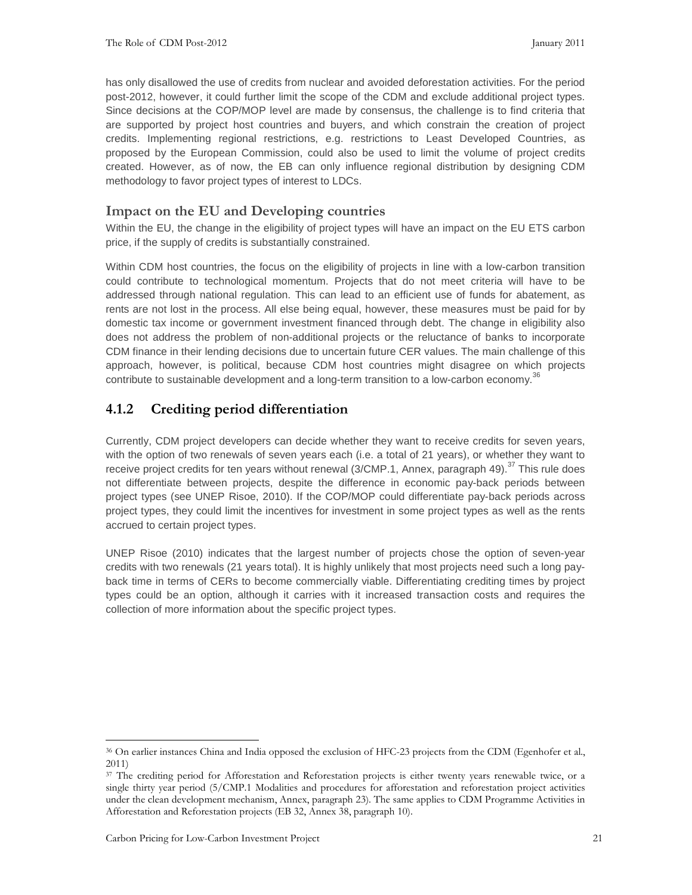has only disallowed the use of credits from nuclear and avoided deforestation activities. For the period post-2012, however, it could further limit the scope of the CDM and exclude additional project types. Since decisions at the COP/MOP level are made by consensus, the challenge is to find criteria that are supported by project host countries and buyers, and which constrain the creation of project credits. Implementing regional restrictions, e.g. restrictions to Least Developed Countries, as proposed by the European Commission, could also be used to limit the volume of project credits created. However, as of now, the EB can only influence regional distribution by designing CDM methodology to favor project types of interest to LDCs.

### Impact on the EU and Developing countries

Within the EU, the change in the eligibility of project types will have an impact on the EU ETS carbon price, if the supply of credits is substantially constrained.

Within CDM host countries, the focus on the eligibility of projects in line with a low-carbon transition could contribute to technological momentum. Projects that do not meet criteria will have to be addressed through national regulation. This can lead to an efficient use of funds for abatement, as rents are not lost in the process. All else being equal, however, these measures must be paid for by domestic tax income or government investment financed through debt. The change in eligibility also does not address the problem of non-additional projects or the reluctance of banks to incorporate CDM finance in their lending decisions due to uncertain future CER values. The main challenge of this approach, however, is political, because CDM host countries might disagree on which projects contribute to sustainable development and a long-term transition to a low-carbon economy.[36]

## 4.1.2 Crediting period differentiation

Currently, CDM project developers can decide whether they want to receive credits for seven years, with the option of two renewals of seven years each (i.e. a total of 21 years), or whether they want to receive project credits for ten years without renewal (3/CMP.1, Annex, paragraph 49).[37] This rule does not differentiate between projects, despite the difference in economic pay-back periods between project types (see UNEP Risoe, 2010). If the COP/MOP could differentiate pay-back periods across project types, they could limit the incentives for investment in some project types as well as the rents accrued to certain project types.

UNEP Risoe (2010) indicates that the largest number of projects chose the option of seven-year credits with two renewals (21 years total). It is highly unlikely that most projects need such a long pay-back time in terms of CERs to become commercially viable. Differentiating crediting times by project types could be an option, although it carries with it increased transaction costs and requires the collection of more information about the specific project types.

---

[36] On earlier instances China and India opposed the exclusion of HFC-23 projects from the CDM (Egenhofer et al., 2011)

[37] The crediting period for Afforestation and Reforestation projects is either twenty years renewable twice, or a single thirty year period (5/CMP.1 Modalities and procedures for afforestation and reforestation project activities under the clean development mechanism, Annex, paragraph 23). The same applies to CDM Programme Activities in Afforestation and Reforestation projects (EB 32, Annex 38, paragraph 10).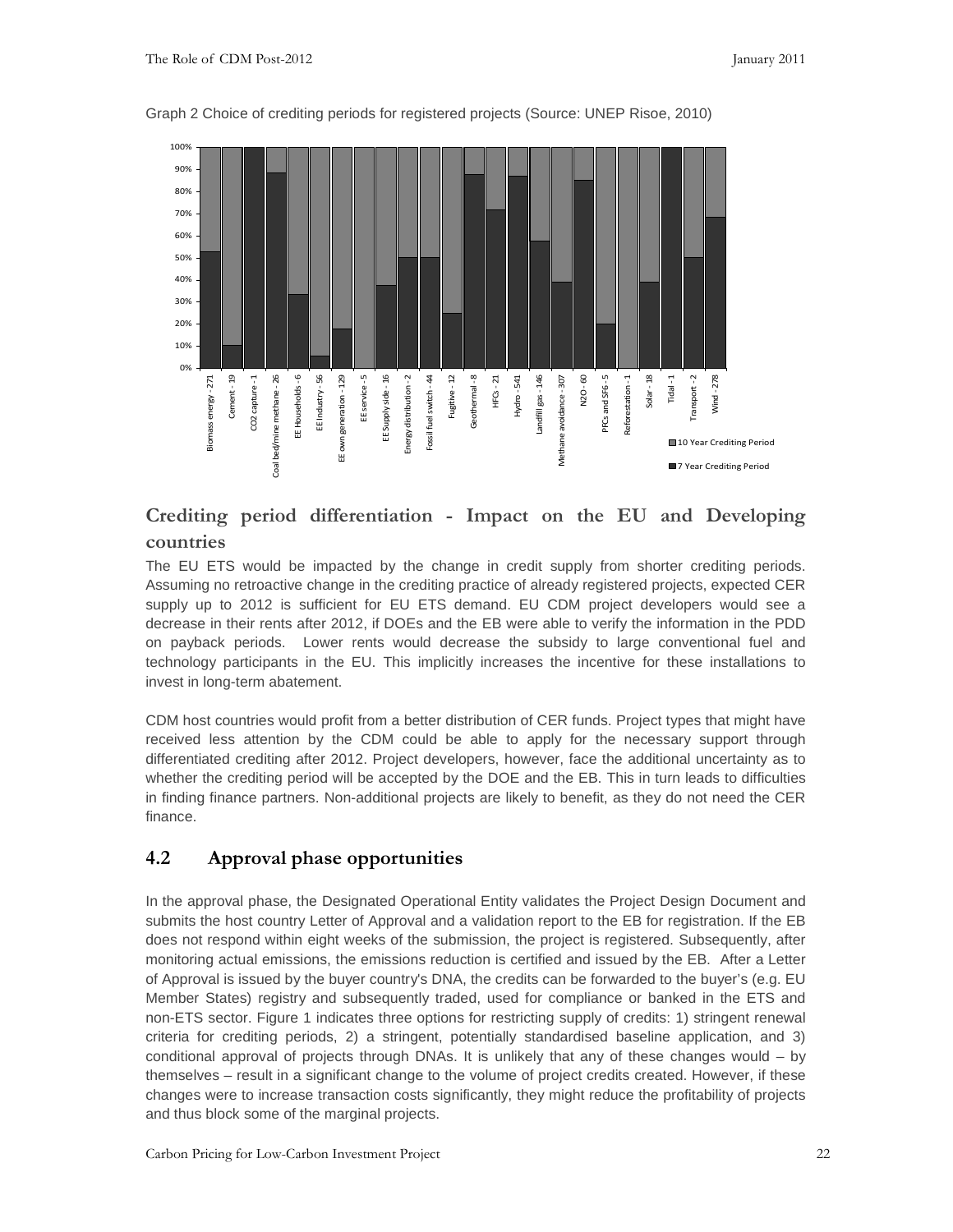Graph 2 Choice of crediting periods for registered projects (Source: UNEP Risoe, 2010)

## Crediting period differentiation - Impact on the EU and Developing countries

The EU ETS would be impacted by the change in credit supply from shorter crediting periods. Assuming no retroactive change in the crediting practice of already registered projects, expected CER supply up to 2012 is sufficient for EU ETS demand. EU CDM project developers would see a decrease in their rents after 2012, if DOEs and the EB were able to verify the information in the PDD on payback periods. Lower rents would decrease the subsidy to large conventional fuel and technology participants in the EU. This implicitly increases the incentive for these installations to invest in long-term abatement.

CDM host countries would profit from a better distribution of CER funds. Project types that might have received less attention by the CDM could be able to apply for the necessary support through differentiated crediting after 2012. Project developers, however, face the additional uncertainty as to whether the crediting period will be accepted by the DOE and the EB. This in turn leads to difficulties in finding finance partners. Non-additional projects are likely to benefit, as they do not need the CER finance.

## 4.2 Approval phase opportunities

In the approval phase, the Designated Operational Entity validates the Project Design Document and submits the host country Letter of Approval and a validation report to the EB for registration. If the EB does not respond within eight weeks of the submission, the project is registered. Subsequently, after monitoring actual emissions, the emissions reduction is certified and issued by the EB. After a Letter of Approval is issued by the buyer country's DNA, the credits can be forwarded to the buyer's (e.g. EU Member States) registry and subsequently traded, used for compliance or banked in the ETS and non-ETS sector. Figure 1 indicates three options for restricting supply of credits: 1) stringent renewal criteria for crediting periods, 2) a stringent, potentially standardised baseline application, and 3) conditional approval of projects through DNAs. It is unlikely that any of these changes would – by themselves – result in a significant change to the volume of project credits created. However, if these changes were to increase transaction costs significantly, they might reduce the profitability of projects and thus block some of the marginal projects.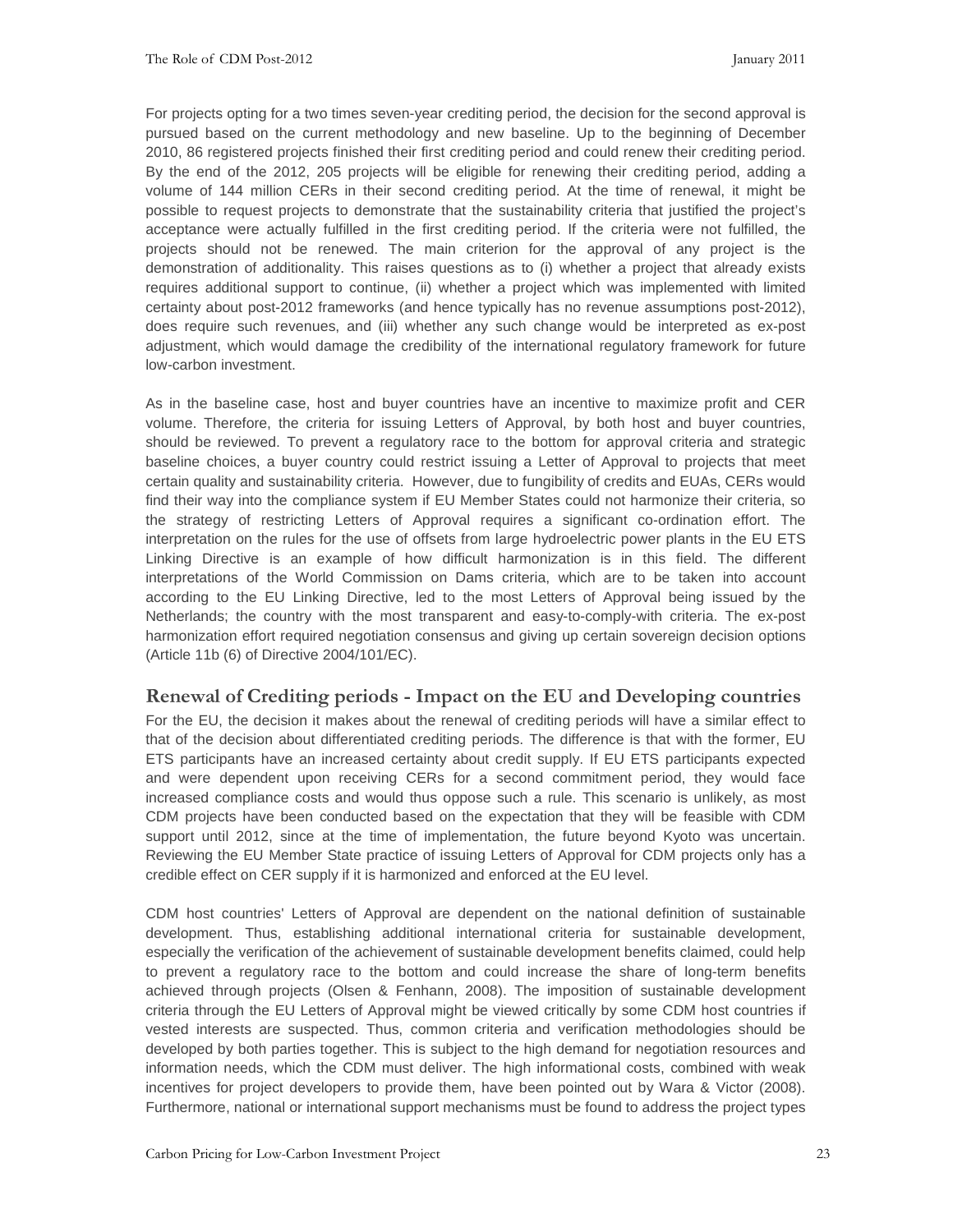For projects opting for a two times seven-year crediting period, the decision for the second approval is pursued based on the current methodology and new baseline. Up to the beginning of December 2010, 86 registered projects finished their first crediting period and could renew their crediting period. By the end of the 2012, 205 projects will be eligible for renewing their crediting period, adding a volume of 144 million CERs in their second crediting period. At the time of renewal, it might be possible to request projects to demonstrate that the sustainability criteria that justified the project's acceptance were actually fulfilled in the first crediting period. If the criteria were not fulfilled, the projects should not be renewed. The main criterion for the approval of any project is the demonstration of additionality. This raises questions as to (i) whether a project that already exists requires additional support to continue, (ii) whether a project which was implemented with limited certainty about post-2012 frameworks (and hence typically has no revenue assumptions post-2012), does require such revenues, and (iii) whether any such change would be interpreted as ex-post adjustment, which would damage the credibility of the international regulatory framework for future low-carbon investment.

As in the baseline case, host and buyer countries have an incentive to maximize profit and CER volume. Therefore, the criteria for issuing Letters of Approval, by both host and buyer countries, should be reviewed. To prevent a regulatory race to the bottom for approval criteria and strategic baseline choices, a buyer country could restrict issuing a Letter of Approval to projects that meet certain quality and sustainability criteria. However, due to fungibility of credits and EUAs, CERs would find their way into the compliance system if EU Member States could not harmonize their criteria, so the strategy of restricting Letters of Approval requires a significant co-ordination effort. The interpretation on the rules for the use of offsets from large hydroelectric power plants in the EU ETS Linking Directive is an example of how difficult harmonization is in this field. The different interpretations of the World Commission on Dams criteria, which are to be taken into account according to the EU Linking Directive, led to the most Letters of Approval being issued by the Netherlands; the country with the most transparent and easy-to-comply-with criteria. The ex-post harmonization effort required negotiation consensus and giving up certain sovereign decision options (Article 11b (6) of Directive 2004/101/EC).

## Renewal of Crediting periods - Impact on the EU and Developing countries

For the EU, the decision it makes about the renewal of crediting periods will have a similar effect to that of the decision about differentiated crediting periods. The difference is that with the former, EU ETS participants have an increased certainty about credit supply. If EU ETS participants expected and were dependent upon receiving CERs for a second commitment period, they would face increased compliance costs and would thus oppose such a rule. This scenario is unlikely, as most CDM projects have been conducted based on the expectation that they will be feasible with CDM support until 2012, since at the time of implementation, the future beyond Kyoto was uncertain. Reviewing the EU Member State practice of issuing Letters of Approval for CDM projects only has a credible effect on CER supply if it is harmonized and enforced at the EU level.

CDM host countries' Letters of Approval are dependent on the national definition of sustainable development. Thus, establishing additional international criteria for sustainable development, especially the verification of the achievement of sustainable development benefits claimed, could help to prevent a regulatory race to the bottom and could increase the share of long-term benefits achieved through projects (Olsen & Fenhann, 2008). The imposition of sustainable development criteria through the EU Letters of Approval might be viewed critically by some CDM host countries if vested interests are suspected. Thus, common criteria and verification methodologies should be developed by both parties together. This is subject to the high demand for negotiation resources and information needs, which the CDM must deliver. The high informational costs, combined with weak incentives for project developers to provide them, have been pointed out by Wara & Victor (2008). Furthermore, national or international support mechanisms must be found to address the project types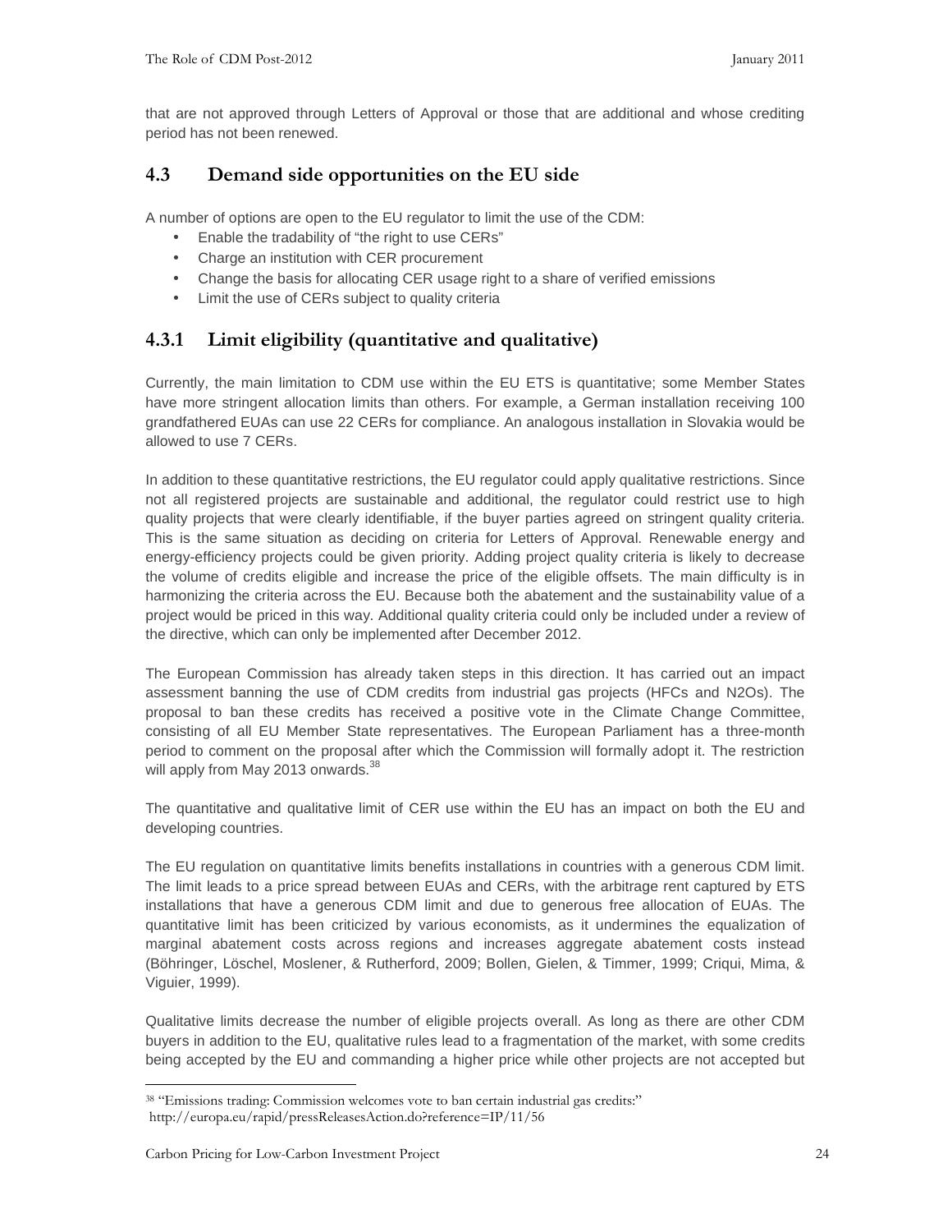that are not approved through Letters of Approval or those that are additional and whose crediting period has not been renewed.

## 4.3 Demand side opportunities on the EU side

A number of options are open to the EU regulator to limit the use of the CDM:

- Enable the tradability of "the right to use CERs"
- Charge an institution with CER procurement
- Change the basis for allocating CER usage right to a share of verified emissions
- Limit the use of CERs subject to quality criteria

### 4.3.1 Limit eligibility (quantitative and qualitative)

Currently, the main limitation to CDM use within the EU ETS is quantitative; some Member States have more stringent allocation limits than others. For example, a German installation receiving 100 grandfathered EUAs can use 22 CERs for compliance. An analogous installation in Slovakia would be allowed to use 7 CERs.

In addition to these quantitative restrictions, the EU regulator could apply qualitative restrictions. Since not all registered projects are sustainable and additional, the regulator could restrict use to high quality projects that were clearly identifiable, if the buyer parties agreed on stringent quality criteria. This is the same situation as deciding on criteria for Letters of Approval. Renewable energy and energy-efficiency projects could be given priority. Adding project quality criteria is likely to decrease the volume of credits eligible and increase the price of the eligible offsets. The main difficulty is in harmonizing the criteria across the EU. Because both the abatement and the sustainability value of a project would be priced in this way. Additional quality criteria could only be included under a review of the directive, which can only be implemented after December 2012.

The European Commission has already taken steps in this direction. It has carried out an impact assessment banning the use of CDM credits from industrial gas projects (HFCs and N2Os). The proposal to ban these credits has received a positive vote in the Climate Change Committee, consisting of all EU Member State representatives. The European Parliament has a three-month period to comment on the proposal after which the Commission will formally adopt it. The restriction will apply from May 2013 onwards.[38]

The quantitative and qualitative limit of CER use within the EU has an impact on both the EU and developing countries.

The EU regulation on quantitative limits benefits installations in countries with a generous CDM limit. The limit leads to a price spread between EUAs and CERs, with the arbitrage rent captured by ETS installations that have a generous CDM limit and due to generous free allocation of EUAs. The quantitative limit has been criticized by various economists, as it undermines the equalization of marginal abatement costs across regions and increases aggregate abatement costs instead (Böhringer, Löschel, Moslener, & Rutherford, 2009; Bollen, Gielen, & Timmer, 1999; Criqui, Mima, & Viguier, 1999).

Qualitative limits decrease the number of eligible projects overall. As long as there are other CDM buyers in addition to the EU, qualitative rules lead to a fragmentation of the market, with some credits being accepted by the EU and commanding a higher price while other projects are not accepted but

[38] "Emissions trading: Commission welcomes vote to ban certain industrial gas credits:" http://europa.eu/rapid/pressReleasesAction.do?reference=IP/11/56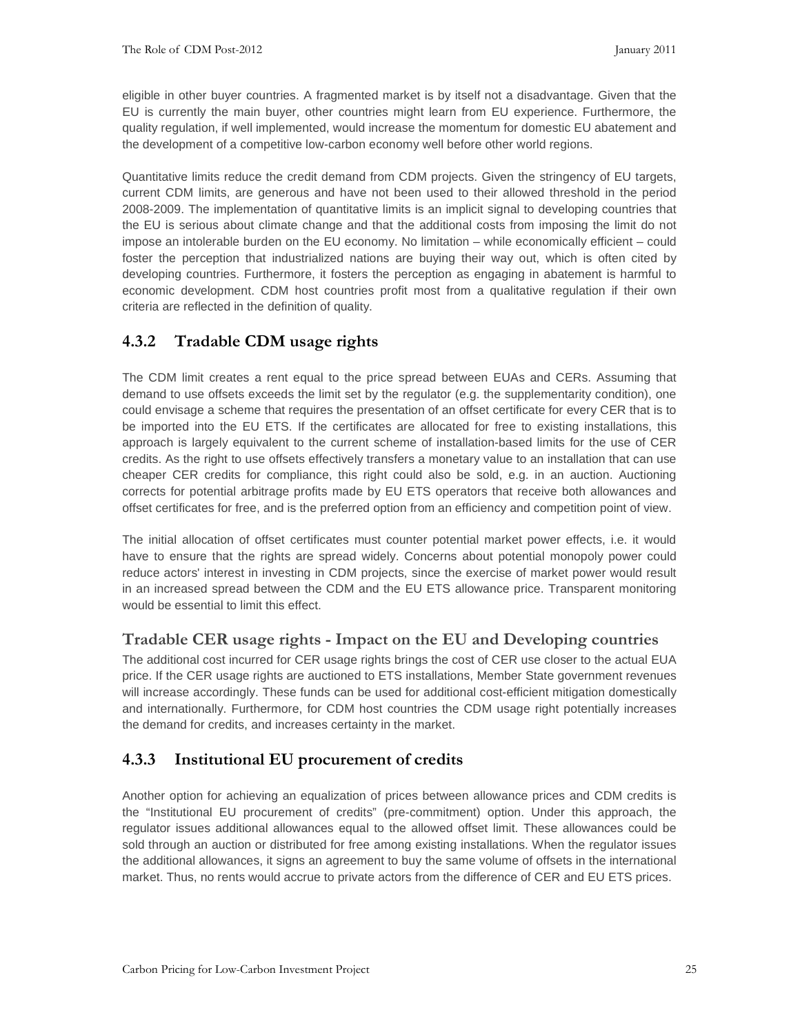eligible in other buyer countries. A fragmented market is by itself not a disadvantage. Given that the EU is currently the main buyer, other countries might learn from EU experience. Furthermore, the quality regulation, if well implemented, would increase the momentum for domestic EU abatement and the development of a competitive low-carbon economy well before other world regions.

Quantitative limits reduce the credit demand from CDM projects. Given the stringency of EU targets, current CDM limits, are generous and have not been used to their allowed threshold in the period 2008-2009. The implementation of quantitative limits is an implicit signal to developing countries that the EU is serious about climate change and that the additional costs from imposing the limit do not impose an intolerable burden on the EU economy. No limitation – while economically efficient – could foster the perception that industrialized nations are buying their way out, which is often cited by developing countries. Furthermore, it fosters the perception as engaging in abatement is harmful to economic development. CDM host countries profit most from a qualitative regulation if their own criteria are reflected in the definition of quality.

### 4.3.2 Tradable CDM usage rights

The CDM limit creates a rent equal to the price spread between EUAs and CERs. Assuming that demand to use offsets exceeds the limit set by the regulator (e.g. the supplementarity condition), one could envisage a scheme that requires the presentation of an offset certificate for every CER that is to be imported into the EU ETS. If the certificates are allocated for free to existing installations, this approach is largely equivalent to the current scheme of installation-based limits for the use of CER credits. As the right to use offsets effectively transfers a monetary value to an installation that can use cheaper CER credits for compliance, this right could also be sold, e.g. in an auction. Auctioning corrects for potential arbitrage profits made by EU ETS operators that receive both allowances and offset certificates for free, and is the preferred option from an efficiency and competition point of view.

The initial allocation of offset certificates must counter potential market power effects, i.e. it would have to ensure that the rights are spread widely. Concerns about potential monopoly power could reduce actors' interest in investing in CDM projects, since the exercise of market power would result in an increased spread between the CDM and the EU ETS allowance price. Transparent monitoring would be essential to limit this effect.

#### Tradable CER usage rights - Impact on the EU and Developing countries

The additional cost incurred for CER usage rights brings the cost of CER use closer to the actual EUA price. If the CER usage rights are auctioned to ETS installations, Member State government revenues will increase accordingly. These funds can be used for additional cost-efficient mitigation domestically and internationally. Furthermore, for CDM host countries the CDM usage right potentially increases the demand for credits, and increases certainty in the market.

### 4.3.3 Institutional EU procurement of credits

Another option for achieving an equalization of prices between allowance prices and CDM credits is the "Institutional EU procurement of credits" (pre-commitment) option. Under this approach, the regulator issues additional allowances equal to the allowed offset limit. These allowances could be sold through an auction or distributed for free among existing installations. When the regulator issues the additional allowances, it signs an agreement to buy the same volume of offsets in the international market. Thus, no rents would accrue to private actors from the difference of CER and EU ETS prices.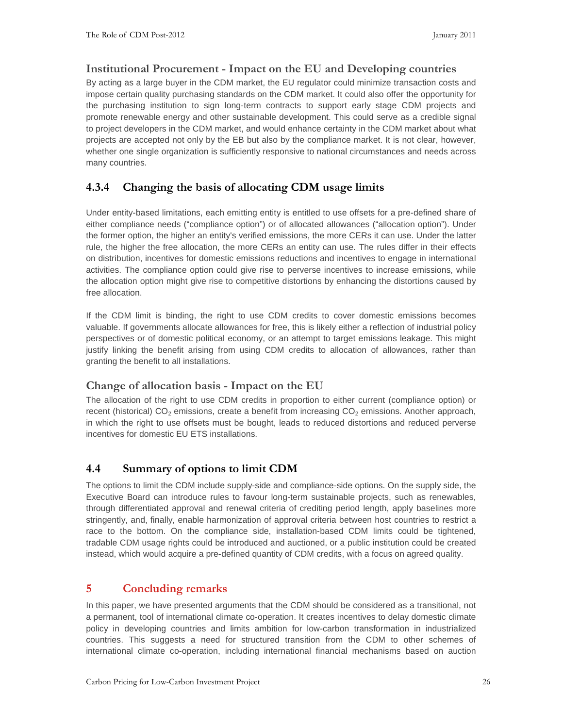### Institutional Procurement - Impact on the EU and Developing countries

By acting as a large buyer in the CDM market, the EU regulator could minimize transaction costs and impose certain quality purchasing standards on the CDM market. It could also offer the opportunity for the purchasing institution to sign long-term contracts to support early stage CDM projects and promote renewable energy and other sustainable development. This could serve as a credible signal to project developers in the CDM market, and would enhance certainty in the CDM market about what projects are accepted not only by the EB but also by the compliance market. It is not clear, however, whether one single organization is sufficiently responsive to national circumstances and needs across many countries.

## 4.3.4 Changing the basis of allocating CDM usage limits

Under entity-based limitations, each emitting entity is entitled to use offsets for a pre-defined share of either compliance needs ("compliance option") or of allocated allowances ("allocation option"). Under the former option, the higher an entity's verified emissions, the more CERs it can use. Under the latter rule, the higher the free allocation, the more CERs an entity can use. The rules differ in their effects on distribution, incentives for domestic emissions reductions and incentives to engage in international activities. The compliance option could give rise to perverse incentives to increase emissions, while the allocation option might give rise to competitive distortions by enhancing the distortions caused by free allocation.

If the CDM limit is binding, the right to use CDM credits to cover domestic emissions becomes valuable. If governments allocate allowances for free, this is likely either a reflection of industrial policy perspectives or of domestic political economy, or an attempt to target emissions leakage. This might justify linking the benefit arising from using CDM credits to allocation of allowances, rather than granting the benefit to all installations.

### Change of allocation basis - Impact on the EU

The allocation of the right to use CDM credits in proportion to either current (compliance option) or recent (historical) $CO_2$ emissions, create a benefit from increasing $CO_2$ emissions. Another approach, in which the right to use offsets must be bought, leads to reduced distortions and reduced perverse incentives for domestic EU ETS installations.

## 4.4 Summary of options to limit CDM

The options to limit the CDM include supply-side and compliance-side options. On the supply side, the Executive Board can introduce rules to favour long-term sustainable projects, such as renewables, through differentiated approval and renewal criteria of crediting period length, apply baselines more stringently, and, finally, enable harmonization of approval criteria between host countries to restrict a race to the bottom. On the compliance side, installation-based CDM limits could be tightened, tradable CDM usage rights could be introduced and auctioned, or a public institution could be created instead, which would acquire a pre-defined quantity of CDM credits, with a focus on agreed quality.

# 5 Concluding remarks

In this paper, we have presented arguments that the CDM should be considered as a transitional, not a permanent, tool of international climate co-operation. It creates incentives to delay domestic climate policy in developing countries and limits ambition for low-carbon transformation in industrialized countries. This suggests a need for structured transition from the CDM to other schemes of international climate co-operation, including international financial mechanisms based on auction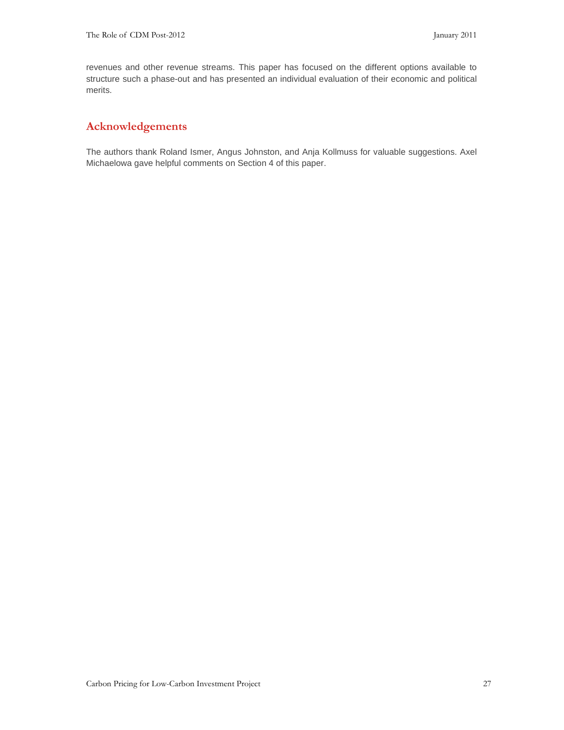revenues and other revenue streams. This paper has focused on the different options available to structure such a phase-out and has presented an individual evaluation of their economic and political merits.

## Acknowledgements

The authors thank Roland Ismer, Angus Johnston, and Anja Kollmuss for valuable suggestions. Axel Michaelowa gave helpful comments on Section 4 of this paper.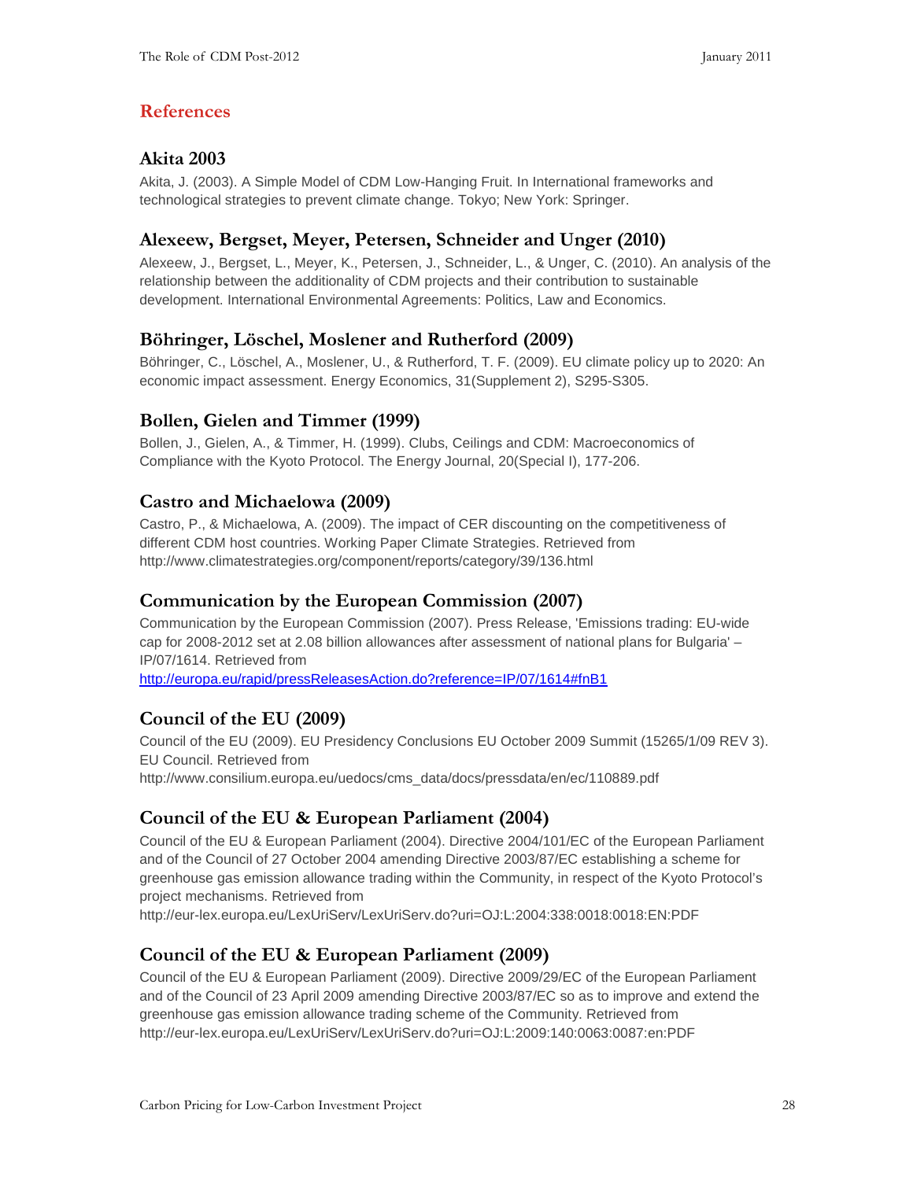## References

### Akita 2003

Akita, J. (2003). A Simple Model of CDM Low-Hanging Fruit. In International frameworks and technological strategies to prevent climate change. Tokyo; New York: Springer.

### Alexeew, Bergset, Meyer, Petersen, Schneider and Unger (2010)

Alexeew, J., Bergset, L., Meyer, K., Petersen, J., Schneider, L., & Unger, C. (2010). An analysis of the relationship between the additionality of CDM projects and their contribution to sustainable development. International Environmental Agreements: Politics, Law and Economics.

### Böhringer, Löschel, Moslener and Rutherford (2009)

Böhringer, C., Löschel, A., Moslener, U., & Rutherford, T. F. (2009). EU climate policy up to 2020: An economic impact assessment. Energy Economics, 31(Supplement 2), S295-S305.

### Bollen, Gielen and Timmer (1999)

Bollen, J., Gielen, A., & Timmer, H. (1999). Clubs, Ceilings and CDM: Macroeconomics of Compliance with the Kyoto Protocol. The Energy Journal, 20(Special I), 177-206.

### Castro and Michaelowa (2009)

Castro, P., & Michaelowa, A. (2009). The impact of CER discounting on the competitiveness of different CDM host countries. Working Paper Climate Strategies. Retrieved from http://www.climatestrategies.org/component/reports/category/39/136.html

### Communication by the European Commission (2007)

Communication by the European Commission (2007). Press Release, 'Emissions trading: EU-wide cap for 2008-2012 set at 2.08 billion allowances after assessment of national plans for Bulgaria' – IP/07/1614. Retrieved from http://europa.eu/rapid/pressReleasesAction.do?reference=IP/07/1614#fnB1

### Council of the EU (2009)

Council of the EU (2009). EU Presidency Conclusions EU October 2009 Summit (15265/1/09 REV 3). EU Council. Retrieved from http://www.consilium.europa.eu/uedocs/cms_data/docs/pressdata/en/ec/110889.pdf

### Council of the EU & European Parliament (2004)

Council of the EU & European Parliament (2004). Directive 2004/101/EC of the European Parliament and of the Council of 27 October 2004 amending Directive 2003/87/EC establishing a scheme for greenhouse gas emission allowance trading within the Community, in respect of the Kyoto Protocol's project mechanisms. Retrieved from http://eur-lex.europa.eu/LexUriServ/LexUriServ.do?uri=OJ:L:2004:338:0018:0018:EN:PDF

### Council of the EU & European Parliament (2009)

Council of the EU & European Parliament (2009). Directive 2009/29/EC of the European Parliament and of the Council of 23 April 2009 amending Directive 2003/87/EC so as to improve and extend the greenhouse gas emission allowance trading scheme of the Community. Retrieved from http://eur-lex.europa.eu/LexUriServ/LexUriServ.do?uri=OJ:L:2009:140:0063:0087:en:PDF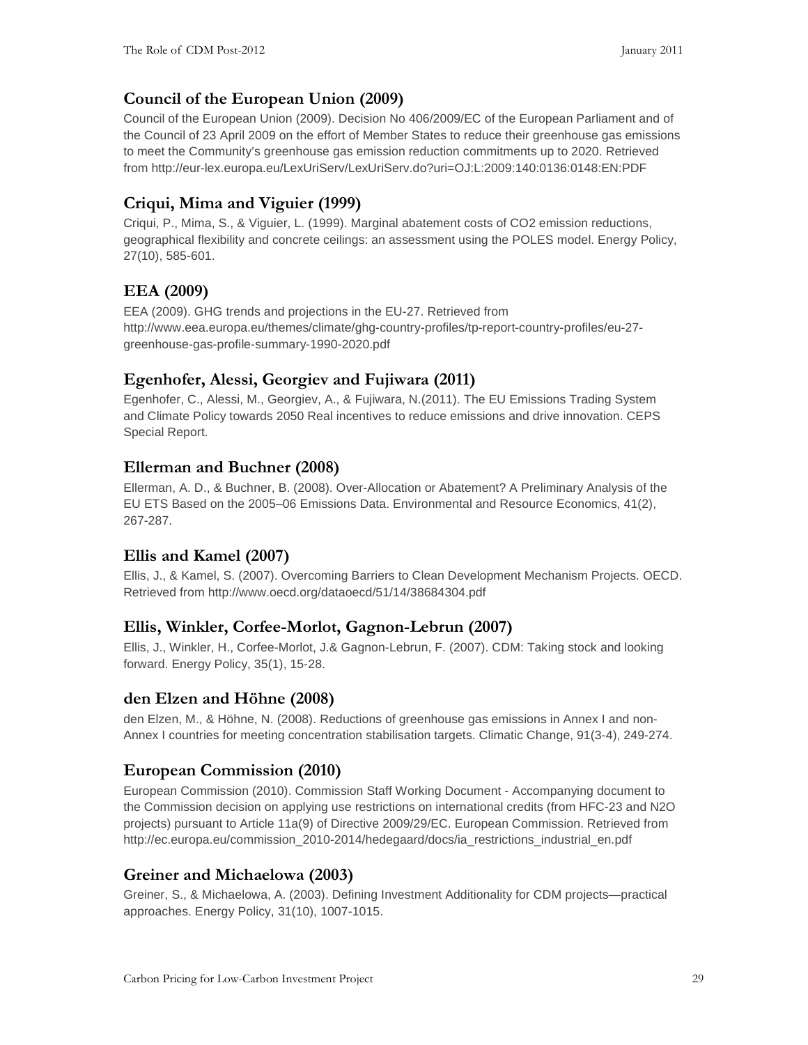### Council of the European Union (2009)

Council of the European Union (2009). Decision No 406/2009/EC of the European Parliament and of the Council of 23 April 2009 on the effort of Member States to reduce their greenhouse gas emissions to meet the Community's greenhouse gas emission reduction commitments up to 2020. Retrieved from http://eur-lex.europa.eu/LexUriServ/LexUriServ.do?uri=OJ:L:2009:140:0136:0148:EN:PDF

### Criqui, Mima and Viguier (1999)

Criqui, P., Mima, S., & Viguier, L. (1999). Marginal abatement costs of CO2 emission reductions, geographical flexibility and concrete ceilings: an assessment using the POLES model. Energy Policy, 27(10), 585-601.

### EEA (2009)

EEA (2009). GHG trends and projections in the EU-27. Retrieved from http://www.eea.europa.eu/themes/climate/ghg-country-profiles/tp-report-country-profiles/eu-27-greenhouse-gas-profile-summary-1990-2020.pdf

### Egenhofer, Alessi, Georgiev and Fujiwara (2011)

Egenhofer, C., Alessi, M., Georgiev, A., & Fujiwara, N.(2011). The EU Emissions Trading System and Climate Policy towards 2050 Real incentives to reduce emissions and drive innovation. CEPS Special Report.

### Ellerman and Buchner (2008)

Ellerman, A. D., & Buchner, B. (2008). Over-Allocation or Abatement? A Preliminary Analysis of the EU ETS Based on the 2005–06 Emissions Data. Environmental and Resource Economics, 41(2), 267-287.

### Ellis and Kamel (2007)

Ellis, J., & Kamel, S. (2007). Overcoming Barriers to Clean Development Mechanism Projects. OECD. Retrieved from http://www.oecd.org/dataoecd/51/14/38684304.pdf

### Ellis, Winkler, Corfee-Morlot, Gagnon-Lebrun (2007)

Ellis, J., Winkler, H., Corfee-Morlot, J.& Gagnon-Lebrun, F. (2007). CDM: Taking stock and looking forward. Energy Policy, 35(1), 15-28.

### den Elzen and Höhne (2008)

den Elzen, M., & Höhne, N. (2008). Reductions of greenhouse gas emissions in Annex I and non-Annex I countries for meeting concentration stabilisation targets. Climatic Change, 91(3-4), 249-274.

### European Commission (2010)

European Commission (2010). Commission Staff Working Document - Accompanying document to the Commission decision on applying use restrictions on international credits (from HFC-23 and N2O projects) pursuant to Article 11a(9) of Directive 2009/29/EC. European Commission. Retrieved from http://ec.europa.eu/commission_2010-2014/hedegaard/docs/ia_restrictions_industrial_en.pdf

### Greiner and Michaelowa (2003)

Greiner, S., & Michaelowa, A. (2003). Defining Investment Additionality for CDM projects—practical approaches. Energy Policy, 31(10), 1007-1015.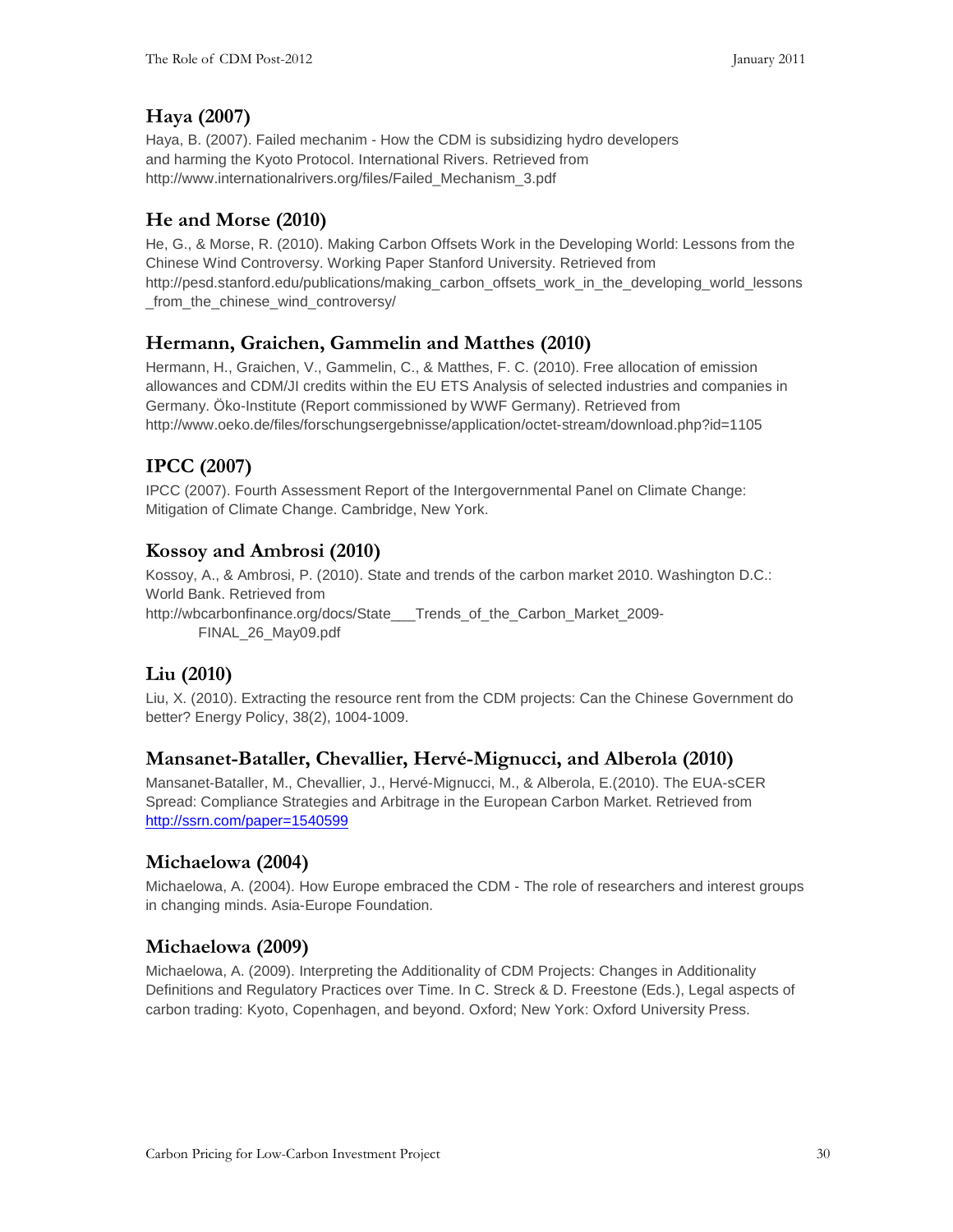### Haya (2007)

Haya, B. (2007). Failed mechanim - How the CDM is subsidizing hydro developers and harming the Kyoto Protocol. International Rivers. Retrieved from http://www.internationalrivers.org/files/Failed_Mechanism_3.pdf

### He and Morse (2010)

He, G., & Morse, R. (2010). Making Carbon Offsets Work in the Developing World: Lessons from the Chinese Wind Controversy. Working Paper Stanford University. Retrieved from http://pesd.stanford.edu/publications/making_carbon_offsets_work_in_the_developing_world_lessons_from_the_chinese_wind_controversy/

### Hermann, Graichen, Gammelin and Matthes (2010)

Hermann, H., Graichen, V., Gammelin, C., & Matthes, F. C. (2010). Free allocation of emission allowances and CDM/JI credits within the EU ETS Analysis of selected industries and companies in Germany. Öko-Institute (Report commissioned by WWF Germany). Retrieved from http://www.oeko.de/files/forschungsergebnisse/application/octet-stream/download.php?id=1105

### IPCC (2007)

IPCC (2007). Fourth Assessment Report of the Intergovernmental Panel on Climate Change: Mitigation of Climate Change. Cambridge, New York.

### Kossoy and Ambrosi (2010)

Kossoy, A., & Ambrosi, P. (2010). State and trends of the carbon market 2010. Washington D.C.: World Bank. Retrieved from http://wbcarbonfinance.org/docs/State___Trends_of_the_Carbon_Market_2009-FINAL_26_May09.pdf

### Liu (2010)

Liu, X. (2010). Extracting the resource rent from the CDM projects: Can the Chinese Government do better? Energy Policy, 38(2), 1004-1009.

### Mansanet-Bataller, Chevallier, Hervé-Mignucci, and Alberola (2010)

Mansanet-Bataller, M., Chevallier, J., Hervé-Mignucci, M., & Alberola, E.(2010). The EUA-sCER Spread: Compliance Strategies and Arbitrage in the European Carbon Market. Retrieved from http://ssrn.com/paper=1540599

### Michaelowa (2004)

Michaelowa, A. (2004). How Europe embraced the CDM - The role of researchers and interest groups in changing minds. Asia-Europe Foundation.

### Michaelowa (2009)

Michaelowa, A. (2009). Interpreting the Additionality of CDM Projects: Changes in Additionality Definitions and Regulatory Practices over Time. In C. Streck & D. Freestone (Eds.), Legal aspects of carbon trading: Kyoto, Copenhagen, and beyond. Oxford; New York: Oxford University Press.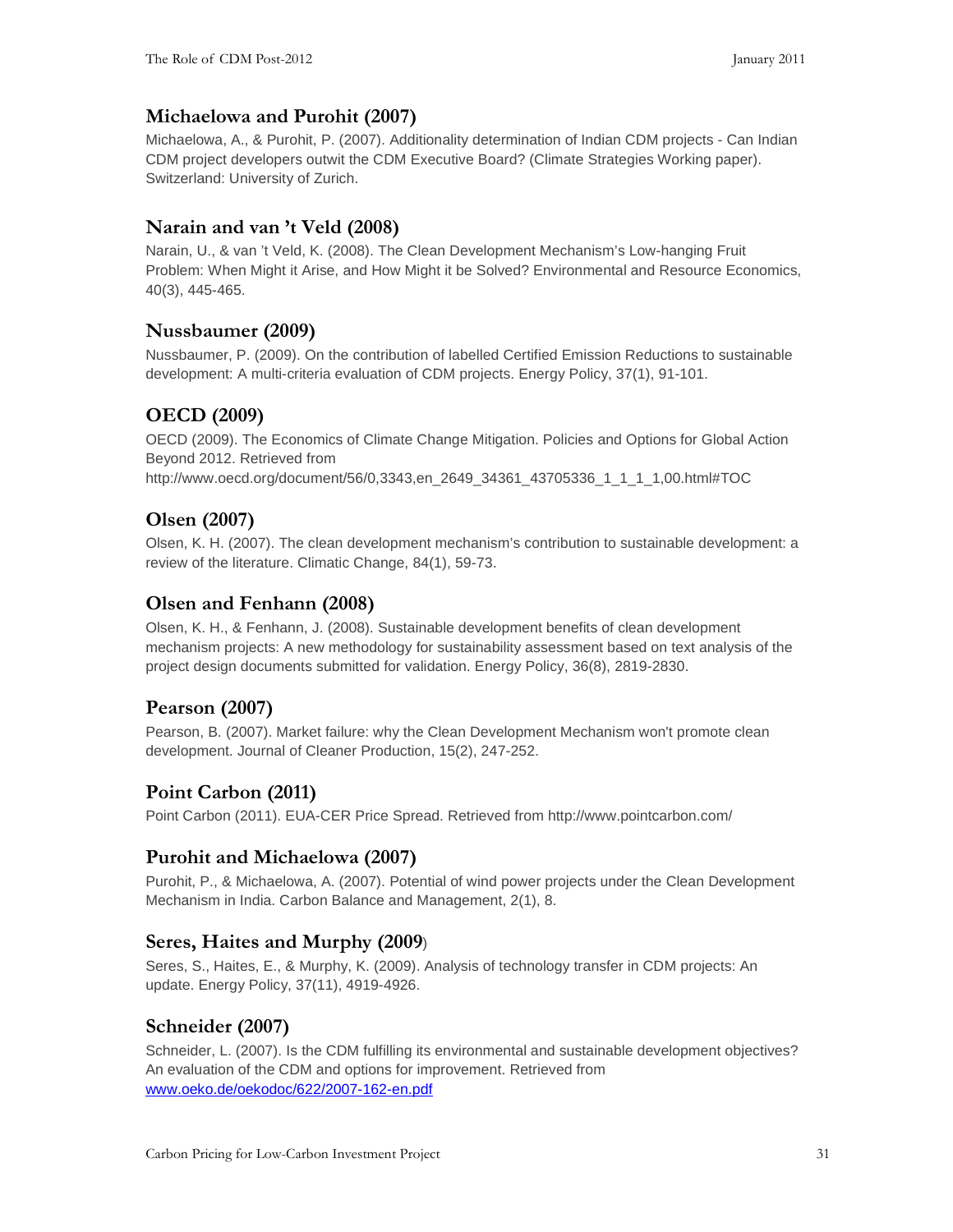### Michaelowa and Purohit (2007)

Michaelowa, A., & Purohit, P. (2007). Additionality determination of Indian CDM projects - Can Indian CDM project developers outwit the CDM Executive Board? (Climate Strategies Working paper). Switzerland: University of Zurich.

### Narain and van 't Veld (2008)

Narain, U., & van 't Veld, K. (2008). The Clean Development Mechanism's Low-hanging Fruit Problem: When Might it Arise, and How Might it be Solved? Environmental and Resource Economics, 40(3), 445-465.

### Nussbaumer (2009)

Nussbaumer, P. (2009). On the contribution of labelled Certified Emission Reductions to sustainable development: A multi-criteria evaluation of CDM projects. Energy Policy, 37(1), 91-101.

### OECD (2009)

OECD (2009). The Economics of Climate Change Mitigation. Policies and Options for Global Action Beyond 2012. Retrieved from http://www.oecd.org/document/56/0,3343,en_2649_34361_43705336_1_1_1_1,00.html#TOC

### Olsen (2007)

Olsen, K. H. (2007). The clean development mechanism's contribution to sustainable development: a review of the literature. Climatic Change, 84(1), 59-73.

### Olsen and Fenhann (2008)

Olsen, K. H., & Fenhann, J. (2008). Sustainable development benefits of clean development mechanism projects: A new methodology for sustainability assessment based on text analysis of the project design documents submitted for validation. Energy Policy, 36(8), 2819-2830.

### Pearson (2007)

Pearson, B. (2007). Market failure: why the Clean Development Mechanism won't promote clean development. Journal of Cleaner Production, 15(2), 247-252.

### Point Carbon (2011)

Point Carbon (2011). EUA-CER Price Spread. Retrieved from http://www.pointcarbon.com/

### Purohit and Michaelowa (2007)

Purohit, P., & Michaelowa, A. (2007). Potential of wind power projects under the Clean Development Mechanism in India. Carbon Balance and Management, 2(1), 8.

### Seres, Haites and Murphy (2009)

Seres, S., Haites, E., & Murphy, K. (2009). Analysis of technology transfer in CDM projects: An update. Energy Policy, 37(11), 4919-4926.

### Schneider (2007)

Schneider, L. (2007). Is the CDM fulfilling its environmental and sustainable development objectives? An evaluation of the CDM and options for improvement. Retrieved from www.oeko.de/oekodoc/622/2007-162-en.pdf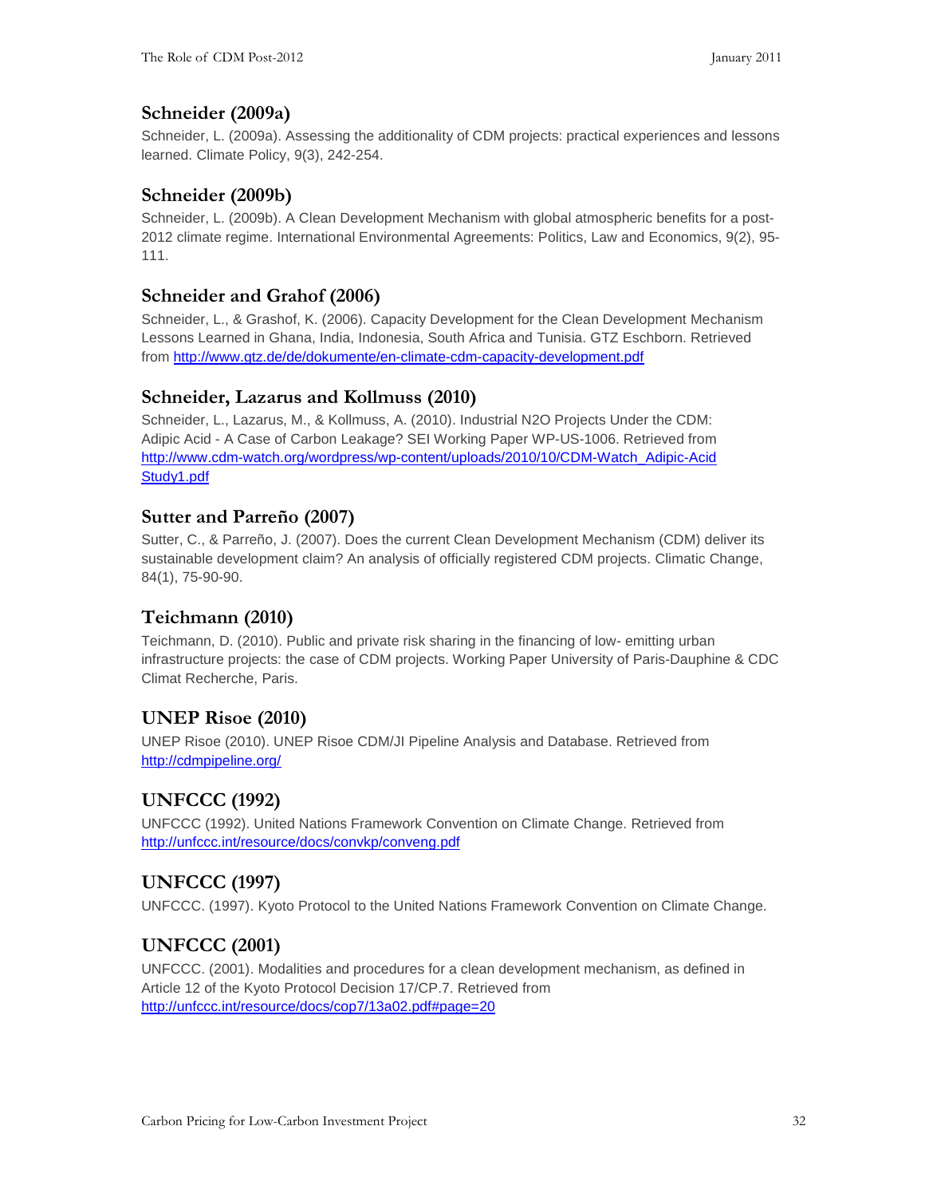### Schneider (2009a)

Schneider, L. (2009a). Assessing the additionality of CDM projects: practical experiences and lessons learned. Climate Policy, 9(3), 242-254.

### Schneider (2009b)

Schneider, L. (2009b). A Clean Development Mechanism with global atmospheric benefits for a post-2012 climate regime. International Environmental Agreements: Politics, Law and Economics, 9(2), 95-111.

### Schneider and Grahof (2006)

Schneider, L., & Grashof, K. (2006). Capacity Development for the Clean Development Mechanism Lessons Learned in Ghana, India, Indonesia, South Africa and Tunisia. GTZ Eschborn. Retrieved from http://www.gtz.de/de/dokumente/en-climate-cdm-capacity-development.pdf

### Schneider, Lazarus and Kollmuss (2010)

Schneider, L., Lazarus, M., & Kollmuss, A. (2010). Industrial N2O Projects Under the CDM: Adipic Acid - A Case of Carbon Leakage? SEI Working Paper WP-US-1006. Retrieved from http://www.cdm-watch.org/wordpress/wp-content/uploads/2010/10/CDM-Watch_Adipic-Acid Study1.pdf

### Sutter and Parreño (2007)

Sutter, C., & Parreño, J. (2007). Does the current Clean Development Mechanism (CDM) deliver its sustainable development claim? An analysis of officially registered CDM projects. Climatic Change, 84(1), 75-90-90.

### Teichmann (2010)

Teichmann, D. (2010). Public and private risk sharing in the financing of low- emitting urban infrastructure projects: the case of CDM projects. Working Paper University of Paris-Dauphine & CDC Climat Recherche, Paris.

### UNEP Risoe (2010)

UNEP Risoe (2010). UNEP Risoe CDM/JI Pipeline Analysis and Database. Retrieved from http://cdmpipeline.org/

### UNFCCC (1992)

UNFCCC (1992). United Nations Framework Convention on Climate Change. Retrieved from http://unfccc.int/resource/docs/convkp/conveng.pdf

### UNFCCC (1997)

UNFCCC. (1997). Kyoto Protocol to the United Nations Framework Convention on Climate Change.

### UNFCCC (2001)

UNFCCC. (2001). Modalities and procedures for a clean development mechanism, as defined in Article 12 of the Kyoto Protocol Decision 17/CP.7. Retrieved from http://unfccc.int/resource/docs/cop7/13a02.pdf#page=20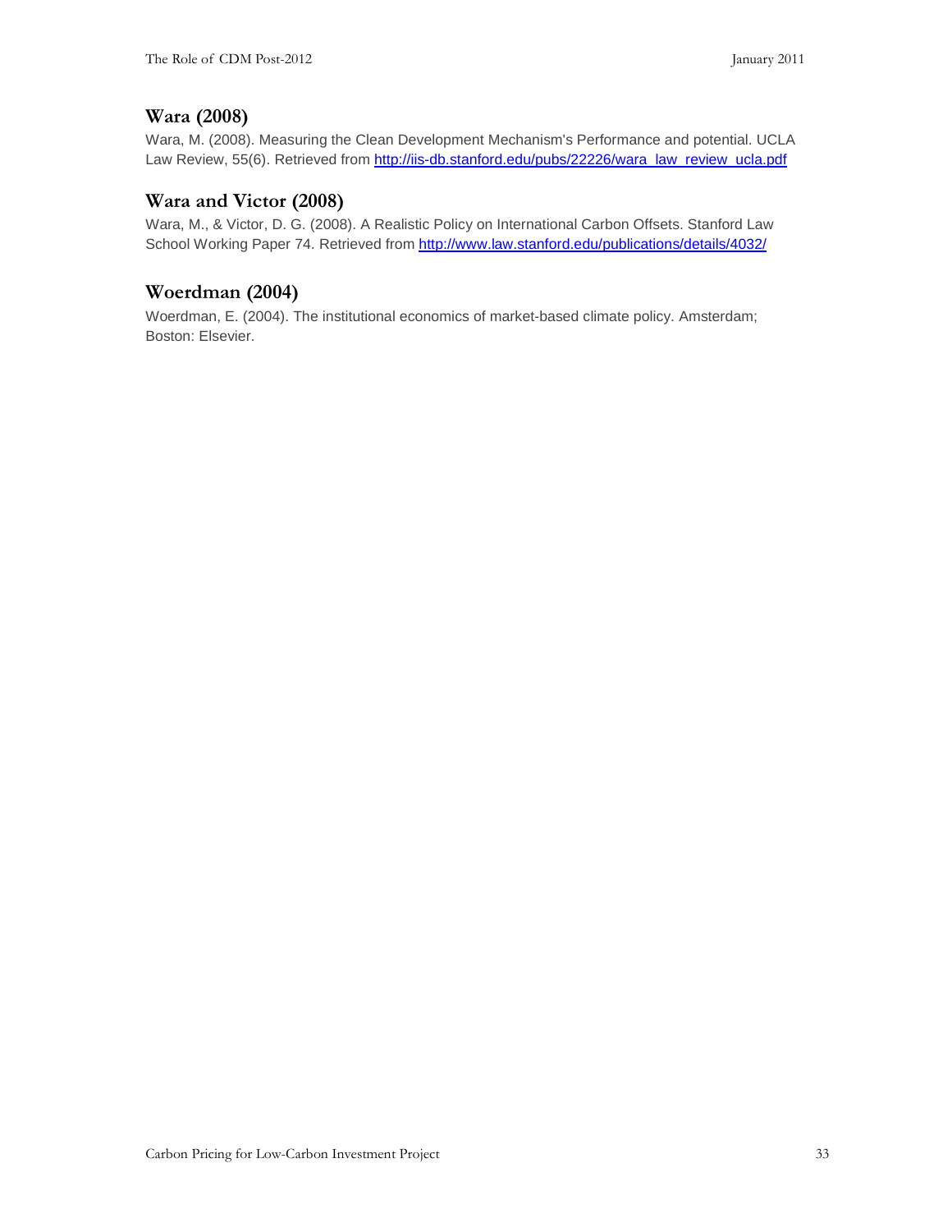### Wara (2008)

Wara, M. (2008). Measuring the Clean Development Mechanism's Performance and potential. UCLA Law Review, 55(6). Retrieved from http://iis-db.stanford.edu/pubs/22226/wara_law_review_ucla.pdf

### Wara and Victor (2008)

Wara, M., & Victor, D. G. (2008). A Realistic Policy on International Carbon Offsets. Stanford Law School Working Paper 74. Retrieved from http://www.law.stanford.edu/publications/details/4032/

### Woerdman (2004)

Woerdman, E. (2004). The institutional economics of market-based climate policy. Amsterdam; Boston: Elsevier.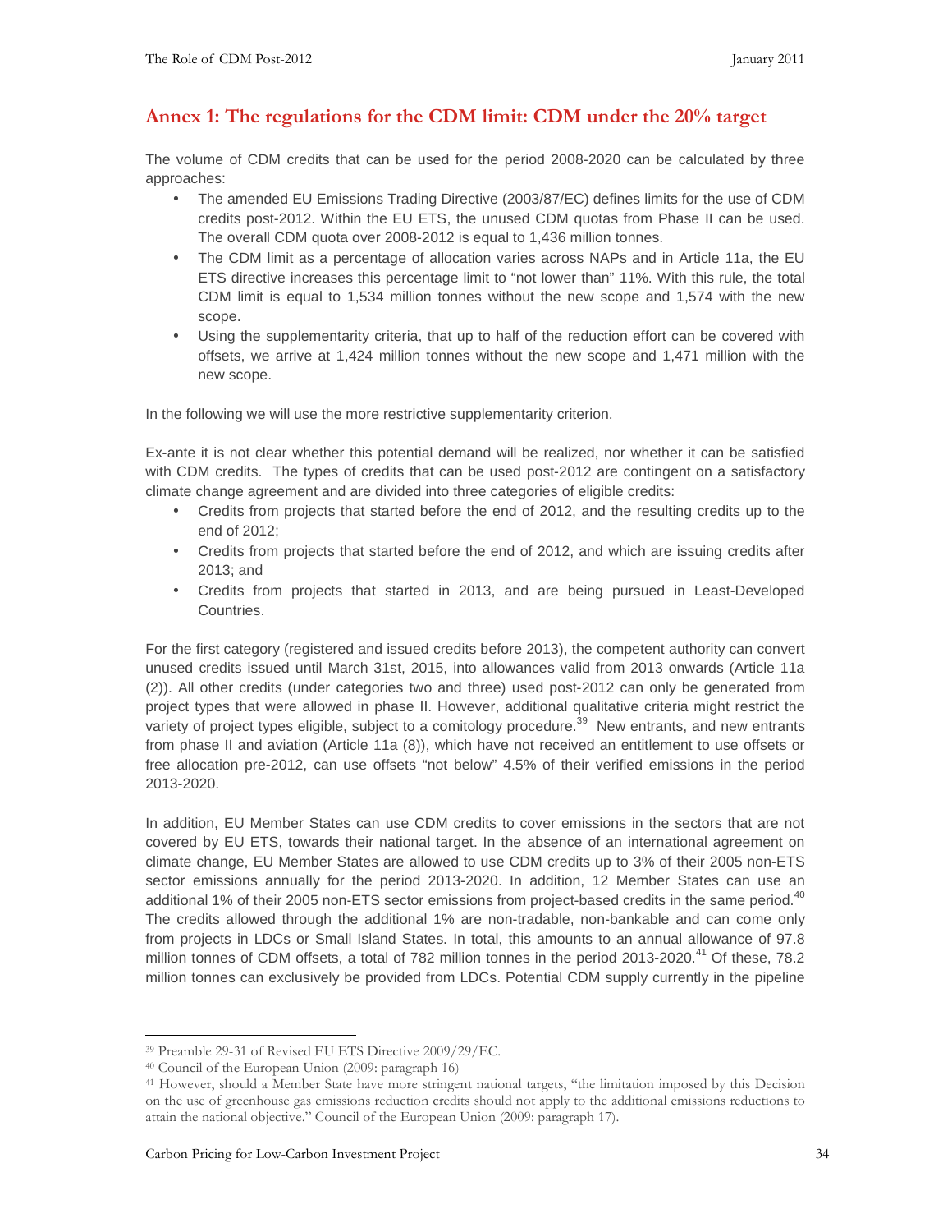## Annex 1: The regulations for the CDM limit: CDM under the 20% target

The volume of CDM credits that can be used for the period 2008-2020 can be calculated by three approaches:

- The amended EU Emissions Trading Directive (2003/87/EC) defines limits for the use of CDM credits post-2012. Within the EU ETS, the unused CDM quotas from Phase II can be used. The overall CDM quota over 2008-2012 is equal to 1,436 million tonnes.
- The CDM limit as a percentage of allocation varies across NAPs and in Article 11a, the EU ETS directive increases this percentage limit to "not lower than" 11%. With this rule, the total CDM limit is equal to 1,534 million tonnes without the new scope and 1,574 with the new scope.
- Using the supplementarity criteria, that up to half of the reduction effort can be covered with offsets, we arrive at 1,424 million tonnes without the new scope and 1,471 million with the new scope.

In the following we will use the more restrictive supplementarity criterion.

Ex-ante it is not clear whether this potential demand will be realized, nor whether it can be satisfied with CDM credits. The types of credits that can be used post-2012 are contingent on a satisfactory climate change agreement and are divided into three categories of eligible credits:

- Credits from projects that started before the end of 2012, and the resulting credits up to the end of 2012;
- Credits from projects that started before the end of 2012, and which are issuing credits after 2013; and
- Credits from projects that started in 2013, and are being pursued in Least-Developed Countries.

For the first category (registered and issued credits before 2013), the competent authority can convert unused credits issued until March 31st, 2015, into allowances valid from 2013 onwards (Article 11a (2)). All other credits (under categories two and three) used post-2012 can only be generated from project types that were allowed in phase II. However, additional qualitative criteria might restrict the variety of project types eligible, subject to a comitology procedure.[39] New entrants, and new entrants from phase II and aviation (Article 11a (8)), which have not received an entitlement to use offsets or free allocation pre-2012, can use offsets "not below" 4.5% of their verified emissions in the period 2013-2020.

In addition, EU Member States can use CDM credits to cover emissions in the sectors that are not covered by EU ETS, towards their national target. In the absence of an international agreement on climate change, EU Member States are allowed to use CDM credits up to 3% of their 2005 non-ETS sector emissions annually for the period 2013-2020. In addition, 12 Member States can use an additional 1% of their 2005 non-ETS sector emissions from project-based credits in the same period.[40] The credits allowed through the additional 1% are non-tradable, non-bankable and can come only from projects in LDCs or Small Island States. In total, this amounts to an annual allowance of 97.8 million tonnes of CDM offsets, a total of 782 million tonnes in the period 2013-2020.[41] Of these, 78.2 million tonnes can exclusively be provided from LDCs. Potential CDM supply currently in the pipeline

---

[39] Preamble 29-31 of Revised EU ETS Directive 2009/29/EC.

[40] Council of the European Union (2009: paragraph 16)

[41] However, should a Member State have more stringent national targets, "the limitation imposed by this Decision on the use of greenhouse gas emissions reduction credits should not apply to the additional emissions reductions to attain the national objective." Council of the European Union (2009: paragraph 17).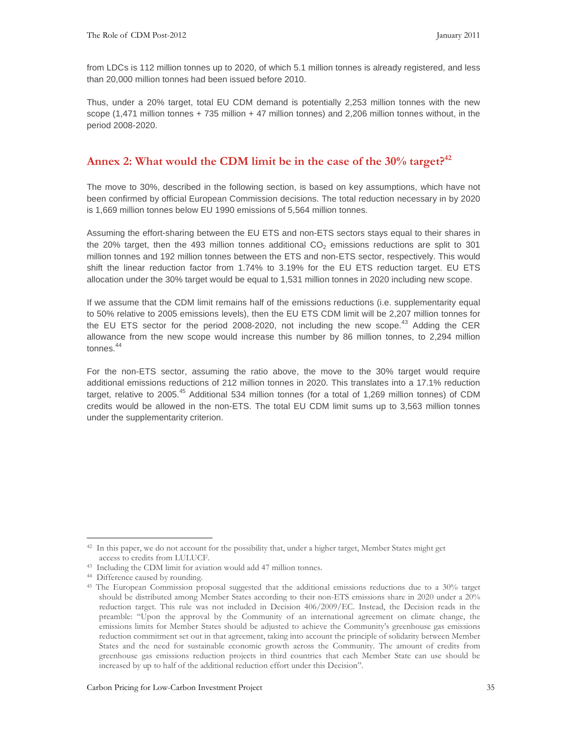from LDCs is 112 million tonnes up to 2020, of which 5.1 million tonnes is already registered, and less than 20,000 million tonnes had been issued before 2010.

Thus, under a 20% target, total EU CDM demand is potentially 2,253 million tonnes with the new scope (1,471 million tonnes + 735 million + 47 million tonnes) and 2,206 million tonnes without, in the period 2008-2020.

## Annex 2: What would the CDM limit be in the case of the 30% target?[42]

The move to 30%, described in the following section, is based on key assumptions, which have not been confirmed by official European Commission decisions. The total reduction necessary in by 2020 is 1,669 million tonnes below EU 1990 emissions of 5,564 million tonnes.

Assuming the effort-sharing between the EU ETS and non-ETS sectors stays equal to their shares in the 20% target, then the 493 million tonnes additional $CO_2$ emissions reductions are split to 301 million tonnes and 192 million tonnes between the ETS and non-ETS sector, respectively. This would shift the linear reduction factor from 1.74% to 3.19% for the EU ETS reduction target. EU ETS allocation under the 30% target would be equal to 1,531 million tonnes in 2020 including new scope.

If we assume that the CDM limit remains half of the emissions reductions (i.e. supplementarity equal to 50% relative to 2005 emissions levels), then the EU ETS CDM limit will be 2,207 million tonnes for the EU ETS sector for the period 2008-2020, not including the new scope.[43] Adding the CER allowance from the new scope would increase this number by 86 million tonnes, to 2,294 million tonnes.[44]

For the non-ETS sector, assuming the ratio above, the move to the 30% target would require additional emissions reductions of 212 million tonnes in 2020. This translates into a 17.1% reduction target, relative to 2005.[45] Additional 534 million tonnes (for a total of 1,269 million tonnes) of CDM credits would be allowed in the non-ETS. The total EU CDM limit sums up to 3,563 million tonnes under the supplementarity criterion.

---

[42] In this paper, we do not account for the possibility that, under a higher target, Member States might get access to credits from LULUCF.

[43] Including the CDM limit for aviation would add 47 million tonnes.

[44] Difference caused by rounding.

[45] The European Commission proposal suggested that the additional emissions reductions due to a 30% target should be distributed among Member States according to their non-ETS emissions share in 2020 under a 20% reduction target. This rule was not included in Decision 406/2009/EC. Instead, the Decision reads in the preamble: "Upon the approval by the Community of an international agreement on climate change, the emissions limits for Member States should be adjusted to achieve the Community's greenhouse gas emissions reduction commitment set out in that agreement, taking into account the principle of solidarity between Member States and the need for sustainable economic growth across the Community. The amount of credits from greenhouse gas emissions reduction projects in third countries that each Member State can use should be increased by up to half of the additional reduction effort under this Decision".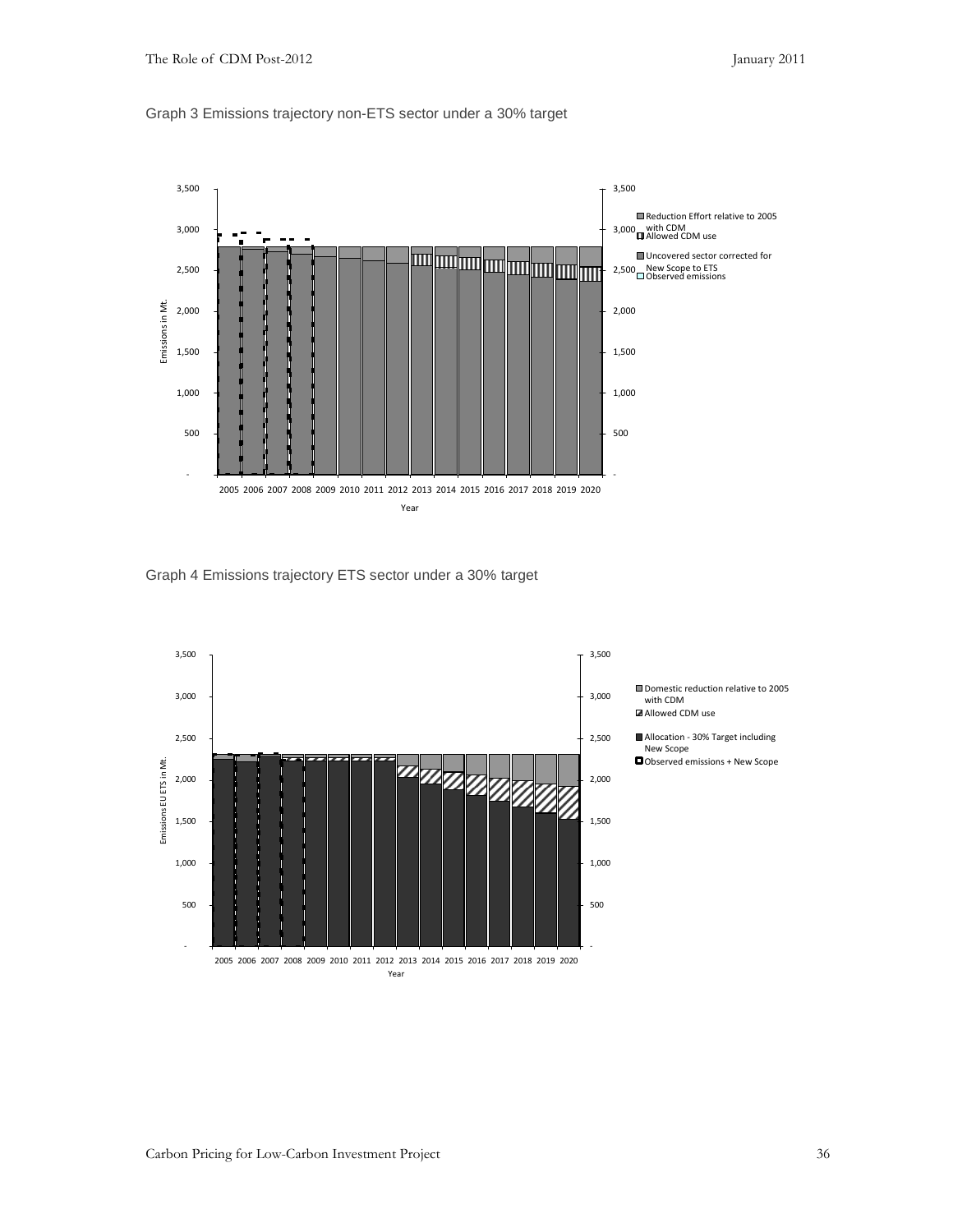Graph 3 Emissions trajectory non-ETS sector under a 30% target

3,500
3,000
2,500
2,000
1,500
1,000
500
-

Emissions in Mt.

2005 2006 2007 2008 2009 2010 2011 2012 2013 2014 2015 2016 2017 2018 2019 2020

Year

Reduction Effort relative to 2005 with CDM
Allowed CDM use
Uncovered sector corrected for New Scope to ETS
Observed emissions

Graph 4 Emissions trajectory ETS sector under a 30% target

3,500
3,000
2,500
2,000
1,500
1,000
500
-

Emissions EU ETS in Mt.

2005 2006 2007 2008 2009 2010 2011 2012 2013 2014 2015 2016 2017 2018 2019 2020

Year

Domestic reduction relative to 2005 with CDM
Allowed CDM use
Allocation - 30% Target including New Scope
Observed emissions + New Scope